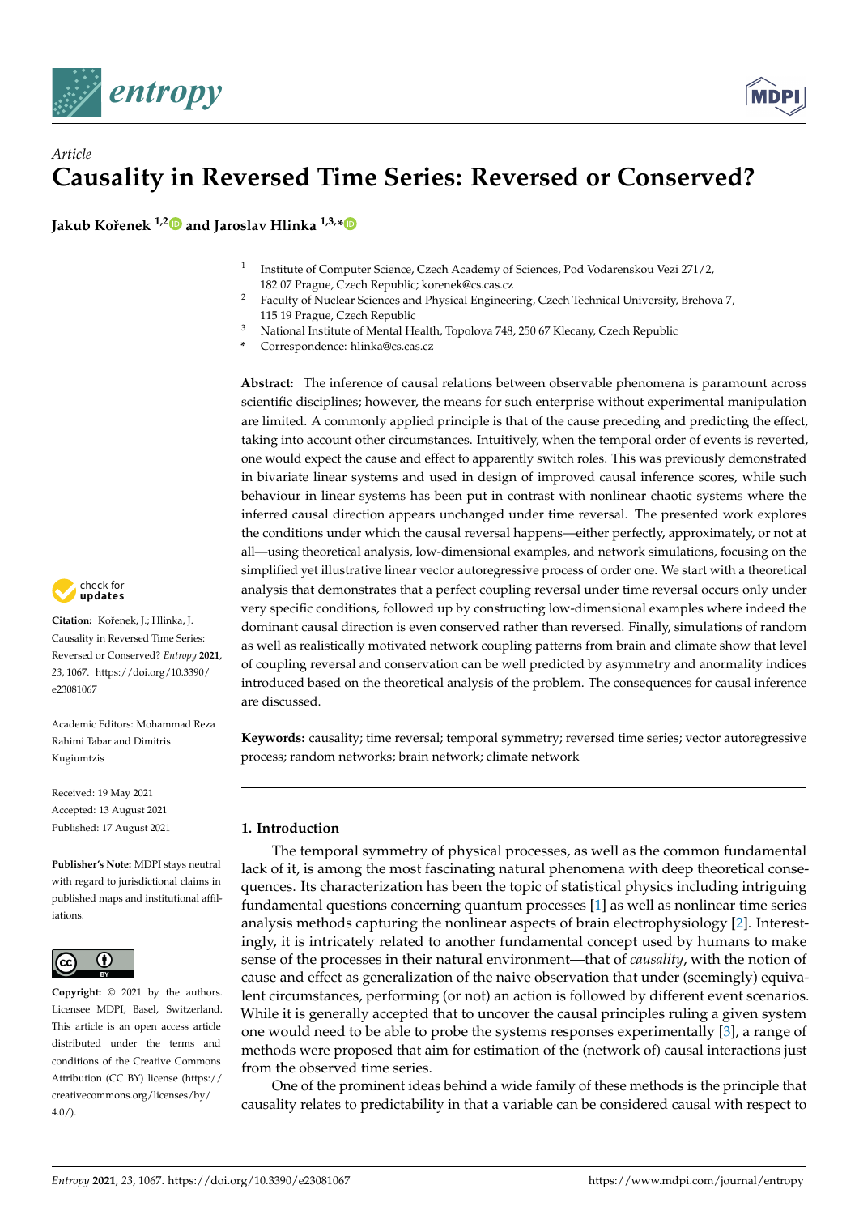*Article*

# Causality in Reversed Time Series: Reversed or Conserved?

**Jakub Kořenek [1,2] and Jaroslav Hlinka [1,3,*]**

[1] Institute of Computer Science, Czech Academy of Sciences, Pod Vodarenskou Vezi 271/2, 182 07 Prague, Czech Republic; korenek@cs.cas.cz
[2] Faculty of Nuclear Sciences and Physical Engineering, Czech Technical University, Brehova 7, 115 19 Prague, Czech Republic
[3] National Institute of Mental Health, Topolova 748, 250 67 Klecany, Czech Republic
[*] Correspondence: hlinka@cs.cas.cz

**Abstract:** The inference of causal relations between observable phenomena is paramount across scientific disciplines; however, the means for such enterprise without experimental manipulation are limited. A commonly applied principle is that of the cause preceding and predicting the effect, taking into account other circumstances. Intuitively, when the temporal order of events is reverted, one would expect the cause and effect to apparently switch roles. This was previously demonstrated in bivariate linear systems and used in design of improved causal inference scores, while such behaviour in linear systems has been put in contrast with nonlinear chaotic systems where the inferred causal direction appears unchanged under time reversal. The presented work explores the conditions under which the causal reversal happens—either perfectly, approximately, or not at all—using theoretical analysis, low-dimensional examples, and network simulations, focusing on the simplified yet illustrative linear vector autoregressive process of order one. We start with a theoretical analysis that demonstrates that a perfect coupling reversal under time reversal occurs only under very specific conditions, followed up by constructing low-dimensional examples where indeed the dominant causal direction is even conserved rather than reversed. Finally, simulations of random as well as realistically motivated network coupling patterns from brain and climate show that level of coupling reversal and conservation can be well predicted by asymmetry and anormality indices introduced based on the theoretical analysis of the problem. The consequences for causal inference are discussed.

**Keywords:** causality; time reversal; temporal symmetry; reversed time series; vector autoregressive process; random networks; brain network; climate network

**Citation:** Kořenek, J.; Hlinka, J. Causality in Reversed Time Series: Reversed or Conserved? *Entropy* **2021**, *23*, 1067. https://doi.org/10.3390/e23081067

Academic Editors: Mohammad Reza Rahimi Tabar and Dimitris Kugiumtzis

Received: 19 May 2021
Accepted: 13 August 2021
Published: 17 August 2021

**Publisher's Note:** MDPI stays neutral with regard to jurisdictional claims in published maps and institutional affiliations.

**Copyright:** © 2021 by the authors. Licensee MDPI, Basel, Switzerland. This article is an open access article distributed under the terms and conditions of the Creative Commons Attribution (CC BY) license (https://creativecommons.org/licenses/by/4.0/).

## 1. Introduction

The temporal symmetry of physical processes, as well as the common fundamental lack of it, is among the most fascinating natural phenomena with deep theoretical consequences. Its characterization has been the topic of statistical physics including intriguing fundamental questions concerning quantum processes [1] as well as nonlinear time series analysis methods capturing the nonlinear aspects of brain electrophysiology [2]. Interestingly, it is intricately related to another fundamental concept used by humans to make sense of the processes in their natural environment—that of *causality*, with the notion of cause and effect as generalization of the naive observation that under (seemingly) equivalent circumstances, performing (or not) an action is followed by different event scenarios. While it is generally accepted that to uncover the causal principles ruling a given system one would need to be able to probe the systems responses experimentally [3], a range of methods were proposed that aim for estimation of the (network of) causal interactions just from the observed time series.

One of the prominent ideas behind a wide family of these methods is the principle that causality relates to predictability in that a variable can be considered causal with respect to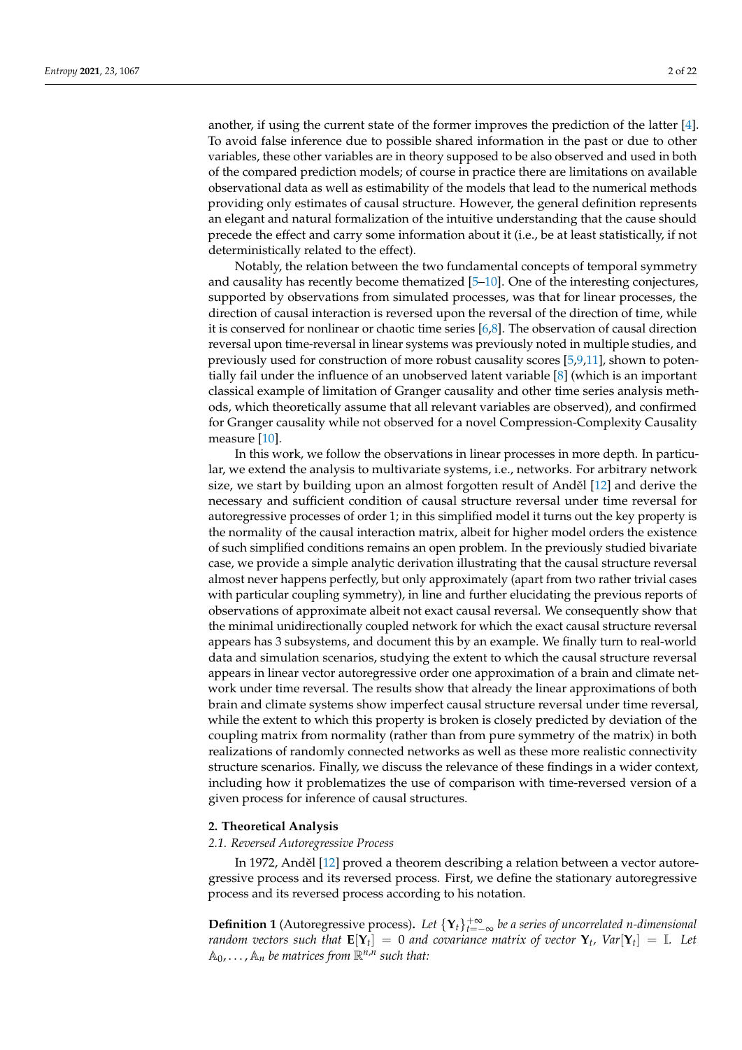another, if using the current state of the former improves the prediction of the latter [4]. To avoid false inference due to possible shared information in the past or due to other variables, these other variables are in theory supposed to be also observed and used in both of the compared prediction models; of course in practice there are limitations on available observational data as well as estimability of the models that lead to the numerical methods providing only estimates of causal structure. However, the general definition represents an elegant and natural formalization of the intuitive understanding that the cause should precede the effect and carry some information about it (i.e., be at least statistically, if not deterministically related to the effect).

Notably, the relation between the two fundamental concepts of temporal symmetry and causality has recently become thematized [5–10]. One of the interesting conjectures, supported by observations from simulated processes, was that for linear processes, the direction of causal interaction is reversed upon the reversal of the direction of time, while it is conserved for nonlinear or chaotic time series [6,8]. The observation of causal direction reversal upon time-reversal in linear systems was previously noted in multiple studies, and previously used for construction of more robust causality scores [5,9,11], shown to potentially fail under the influence of an unobserved latent variable [8] (which is an important classical example of limitation of Granger causality and other time series analysis methods, which theoretically assume that all relevant variables are observed), and confirmed for Granger causality while not observed for a novel Compression-Complexity Causality measure [10].

In this work, we follow the observations in linear processes in more depth. In particular, we extend the analysis to multivariate systems, i.e., networks. For arbitrary network size, we start by building upon an almost forgotten result of Anděl [12] and derive the necessary and sufficient condition of causal structure reversal under time reversal for autoregressive processes of order 1; in this simplified model it turns out the key property is the normality of the causal interaction matrix, albeit for higher model orders the existence of such simplified conditions remains an open problem. In the previously studied bivariate case, we provide a simple analytic derivation illustrating that the causal structure reversal almost never happens perfectly, but only approximately (apart from two rather trivial cases with particular coupling symmetry), in line and further elucidating the previous reports of observations of approximate albeit not exact causal reversal. We consequently show that the minimal unidirectionally coupled network for which the exact causal structure reversal appears has 3 subsystems, and document this by an example. We finally turn to real-world data and simulation scenarios, studying the extent to which the causal structure reversal appears in linear vector autoregressive order one approximation of a brain and climate network under time reversal. The results show that already the linear approximations of both brain and climate systems show imperfect causal structure reversal under time reversal, while the extent to which this property is broken is closely predicted by deviation of the coupling matrix from normality (rather than from pure symmetry of the matrix) in both realizations of randomly connected networks as well as these more realistic connectivity structure scenarios. Finally, we discuss the relevance of these findings in a wider context, including how it problematizes the use of comparison with time-reversed version of a given process for inference of causal structures.

## 2. Theoretical Analysis

### 2.1. Reversed Autoregressive Process

In 1972, Anděl [12] proved a theorem describing a relation between a vector autoregressive process and its reversed process. First, we define the stationary autoregressive process and its reversed process according to his notation.

**Definition 1** (Autoregressive process)**.** *Let $\{\mathbf{Y}_t\}_{t=-\infty}^{+\infty}$ be a series of uncorrelated n-dimensional random vectors such that $\mathbf{E}[\mathbf{Y}_t] = 0$ and covariance matrix of vector $\mathbf{Y}_t$, $Var[\mathbf{Y}_t] = \mathbb{I}$. Let $\mathbb{A}_0, \ldots, \mathbb{A}_n$ be matrices from $\mathbb{R}^{n,n}$ such that:*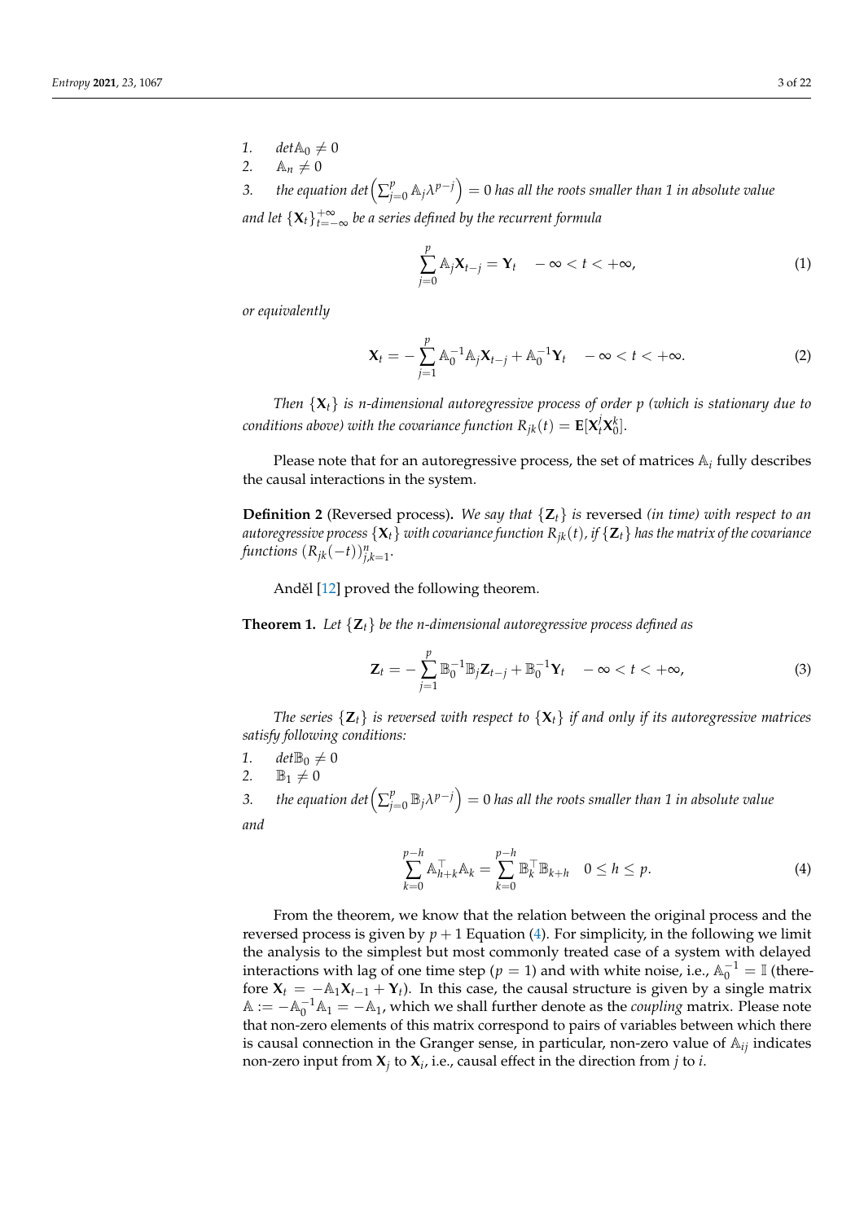1. $det\mathbb{A}_0 \neq 0$
2. $\mathbb{A}_n \neq 0$
3. *the equation* $det\left(\sum_{j=0}^{p} \mathbb{A}_j \lambda^{p-j}\right) = 0$ *has all the roots smaller than 1 in absolute value*

*and let* $\{\mathbf{X}_t\}_{t=-\infty}^{+\infty}$ *be a series defined by the recurrent formula*

$$\sum_{j=0}^{p} \mathbb{A}_j \mathbf{X}_{t-j} = \mathbf{Y}_t \quad -\infty < t < +\infty, \tag{1}$$

*or equivalently*

$$\mathbf{X}_t = -\sum_{j=1}^{p} \mathbb{A}_0^{-1} \mathbb{A}_j \mathbf{X}_{t-j} + \mathbb{A}_0^{-1} \mathbf{Y}_t \quad -\infty < t < +\infty. \tag{2}$$

*Then* $\{\mathbf{X}_t\}$ *is n-dimensional autoregressive process of order p (which is stationary due to conditions above) with the covariance function* $R_{jk}(t) = \mathbf{E}[\mathbf{X}_t^j \mathbf{X}_0^k]$.

Please note that for an autoregressive process, the set of matrices $\mathbb{A}_i$ fully describes the causal interactions in the system.

**Definition 2** (Reversed process)**.** *We say that* $\{\mathbf{Z}_t\}$ *is* reversed *(in time) with respect to an autoregressive process* $\{\mathbf{X}_t\}$ *with covariance function* $R_{jk}(t)$*, if* $\{\mathbf{Z}_t\}$ *has the matrix of the covariance functions* $(R_{jk}(-t))_{j,k=1}^{n}$.

Anděl [12] proved the following theorem.

**Theorem 1.** *Let* $\{\mathbf{Z}_t\}$ *be the n-dimensional autoregressive process defined as*

$$\mathbf{Z}_t = -\sum_{j=1}^{p} \mathbb{B}_0^{-1} \mathbb{B}_j \mathbf{Z}_{t-j} + \mathbb{B}_0^{-1} \mathbf{Y}_t \quad -\infty < t < +\infty, \tag{3}$$

*The series* $\{\mathbf{Z}_t\}$ *is reversed with respect to* $\{\mathbf{X}_t\}$ *if and only if its autoregressive matrices satisfy following conditions:*

1. $det\mathbb{B}_0 \neq 0$
2. $\mathbb{B}_1 \neq 0$
3. *the equation* $det\left(\sum_{j=0}^{p} \mathbb{B}_j \lambda^{p-j}\right) = 0$ *has all the roots smaller than 1 in absolute value*

*and*

$$\sum_{k=0}^{p-h} \mathbb{A}_{h+k}^{\top} \mathbb{A}_k = \sum_{k=0}^{p-h} \mathbb{B}_k^{\top} \mathbb{B}_{k+h} \quad 0 \leq h \leq p. \tag{4}$$

From the theorem, we know that the relation between the original process and the reversed process is given by $p+1$ Equation (4). For simplicity, in the following we limit the analysis to the simplest but most commonly treated case of a system with delayed interactions with lag of one time step ($p = 1$) and with white noise, i.e., $\mathbb{A}_0^{-1} = \mathbb{I}$ (therefore $\mathbf{X}_t = -\mathbb{A}_1 \mathbf{X}_{t-1} + \mathbf{Y}_t$). In this case, the causal structure is given by a single matrix $\mathbb{A} := -\mathbb{A}_0^{-1} \mathbb{A}_1 = -\mathbb{A}_1$, which we shall further denote as the *coupling* matrix. Please note that non-zero elements of this matrix correspond to pairs of variables between which there is causal connection in the Granger sense, in particular, non-zero value of $\mathbb{A}_{ij}$ indicates non-zero input from $\mathbf{X}_j$ to $\mathbf{X}_i$, i.e., causal effect in the direction from $j$ to $i$.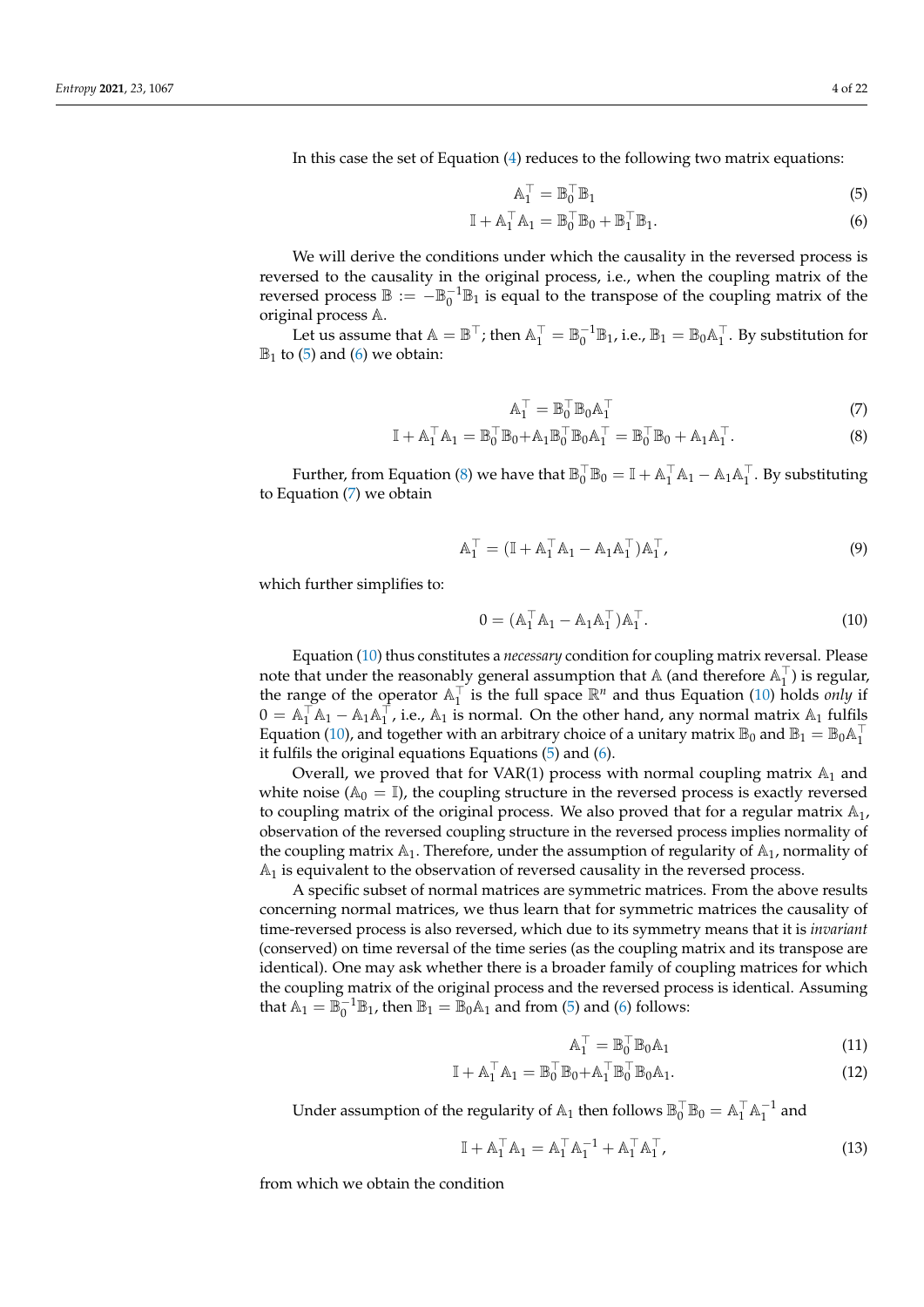In this case the set of Equation (4) reduces to the following two matrix equations:

$$\mathbb{A}_1^\top = \mathbb{B}_0^\top \mathbb{B}_1 \tag{5}$$

$$\mathbb{I} + \mathbb{A}_1^\top \mathbb{A}_1 = \mathbb{B}_0^\top \mathbb{B}_0 + \mathbb{B}_1^\top \mathbb{B}_1. \tag{6}$$

We will derive the conditions under which the causality in the reversed process is reversed to the causality in the original process, i.e., when the coupling matrix of the reversed process $\mathbb{B} := -\mathbb{B}_0^{-1}\mathbb{B}_1$ is equal to the transpose of the coupling matrix of the original process $\mathbb{A}$.

Let us assume that $\mathbb{A} = \mathbb{B}^\top$; then $\mathbb{A}_1^\top = \mathbb{B}_0^{-1}\mathbb{B}_1$, i.e., $\mathbb{B}_1 = \mathbb{B}_0\mathbb{A}_1^\top$. By substitution for $\mathbb{B}_1$ to (5) and (6) we obtain:

$$\mathbb{A}_1^\top = \mathbb{B}_0^\top \mathbb{B}_0 \mathbb{A}_1^\top \tag{7}$$

$$\mathbb{I} + \mathbb{A}_1^\top \mathbb{A}_1 = \mathbb{B}_0^\top \mathbb{B}_0 + \mathbb{A}_1 \mathbb{B}_0^\top \mathbb{B}_0 \mathbb{A}_1^\top = \mathbb{B}_0^\top \mathbb{B}_0 + \mathbb{A}_1 \mathbb{A}_1^\top. \tag{8}$$

Further, from Equation (8) we have that $\mathbb{B}_0^\top \mathbb{B}_0 = \mathbb{I} + \mathbb{A}_1^\top \mathbb{A}_1 - \mathbb{A}_1 \mathbb{A}_1^\top$. By substituting to Equation (7) we obtain

$$\mathbb{A}_1^\top = (\mathbb{I} + \mathbb{A}_1^\top \mathbb{A}_1 - \mathbb{A}_1 \mathbb{A}_1^\top)\mathbb{A}_1^\top, \tag{9}$$

which further simplifies to:

$$0 = (\mathbb{A}_1^\top \mathbb{A}_1 - \mathbb{A}_1 \mathbb{A}_1^\top)\mathbb{A}_1^\top. \tag{10}$$

Equation (10) thus constitutes a *necessary* condition for coupling matrix reversal. Please note that under the reasonably general assumption that $\mathbb{A}$ (and therefore $\mathbb{A}_1^\top$) is regular, the range of the operator $\mathbb{A}_1^\top$ is the full space $\mathbb{R}^n$ and thus Equation (10) holds *only* if $0 = \mathbb{A}_1^\top \mathbb{A}_1 - \mathbb{A}_1 \mathbb{A}_1^\top$, i.e., $\mathbb{A}_1$ is normal. On the other hand, any normal matrix $\mathbb{A}_1$ fulfils Equation (10), and together with an arbitrary choice of a unitary matrix $\mathbb{B}_0$ and $\mathbb{B}_1 = \mathbb{B}_0\mathbb{A}_1^\top$ it fulfils the original equations Equations (5) and (6).

Overall, we proved that for VAR(1) process with normal coupling matrix $\mathbb{A}_1$ and white noise ($\mathbb{A}_0 = \mathbb{I}$), the coupling structure in the reversed process is exactly reversed to coupling matrix of the original process. We also proved that for a regular matrix $\mathbb{A}_1$, observation of the reversed coupling structure in the reversed process implies normality of the coupling matrix $\mathbb{A}_1$. Therefore, under the assumption of regularity of $\mathbb{A}_1$, normality of $\mathbb{A}_1$ is equivalent to the observation of reversed causality in the reversed process.

A specific subset of normal matrices are symmetric matrices. From the above results concerning normal matrices, we thus learn that for symmetric matrices the causality of time-reversed process is also reversed, which due to its symmetry means that it is *invariant* (conserved) on time reversal of the time series (as the coupling matrix and its transpose are identical). One may ask whether there is a broader family of coupling matrices for which the coupling matrix of the original process and the reversed process is identical. Assuming that $\mathbb{A}_1 = \mathbb{B}_0^{-1}\mathbb{B}_1$, then $\mathbb{B}_1 = \mathbb{B}_0\mathbb{A}_1$ and from (5) and (6) follows:

$$\mathbb{A}_1^\top = \mathbb{B}_0^\top \mathbb{B}_0 \mathbb{A}_1 \tag{11}$$

$$\mathbb{I} + \mathbb{A}_1^\top \mathbb{A}_1 = \mathbb{B}_0^\top \mathbb{B}_0 + \mathbb{A}_1^\top \mathbb{B}_0^\top \mathbb{B}_0 \mathbb{A}_1. \tag{12}$$

Under assumption of the regularity of $\mathbb{A}_1$ then follows $\mathbb{B}_0^\top \mathbb{B}_0 = \mathbb{A}_1^\top \mathbb{A}_1^{-1}$ and

$$\mathbb{I} + \mathbb{A}_1^\top \mathbb{A}_1 = \mathbb{A}_1^\top \mathbb{A}_1^{-1} + \mathbb{A}_1^\top \mathbb{A}_1^\top, \tag{13}$$

from which we obtain the condition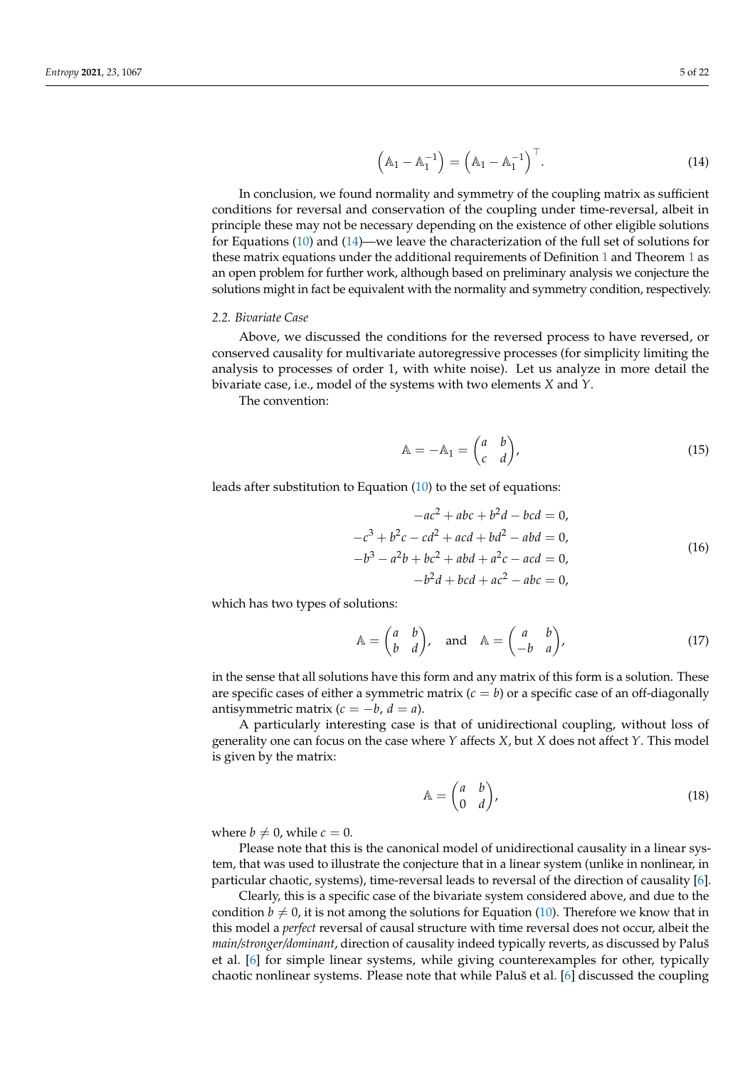$$\left(\mathbb{A}_1 - \mathbb{A}_1^{-1}\right) = \left(\mathbb{A}_1 - \mathbb{A}_1^{-1}\right)^{\top}. \tag{14}$$

In conclusion, we found normality and symmetry of the coupling matrix as sufficient conditions for reversal and conservation of the coupling under time-reversal, albeit in principle these may not be necessary depending on the existence of other eligible solutions for Equations (10) and (14)—we leave the characterization of the full set of solutions for these matrix equations under the additional requirements of Definition 1 and Theorem 1 as an open problem for further work, although based on preliminary analysis we conjecture the solutions might in fact be equivalent with the normality and symmetry condition, respectively.

### 2.2. Bivariate Case

Above, we discussed the conditions for the reversed process to have reversed, or conserved causality for multivariate autoregressive processes (for simplicity limiting the analysis to processes of order 1, with white noise). Let us analyze in more detail the bivariate case, i.e., model of the systems with two elements $X$ and $Y$.

The convention:

$$\mathbb{A} = -\mathbb{A}_1 = \begin{pmatrix} a & b \\ c & d \end{pmatrix}, \tag{15}$$

leads after substitution to Equation (10) to the set of equations:

$$\begin{aligned} -ac^2 + abc + b^2 d - bcd &= 0, \\ -c^3 + b^2 c - cd^2 + acd + bd^2 - abd &= 0, \\ -b^3 - a^2 b + bc^2 + abd + a^2 c - acd &= 0, \\ -b^2 d + bcd + ac^2 - abc &= 0, \end{aligned} \tag{16}$$

which has two types of solutions:

$$\mathbb{A} = \begin{pmatrix} a & b \\ b & d \end{pmatrix}, \quad \text{and} \quad \mathbb{A} = \begin{pmatrix} a & b \\ -b & a \end{pmatrix}, \tag{17}$$

in the sense that all solutions have this form and any matrix of this form is a solution. These are specific cases of either a symmetric matrix ($c = b$) or a specific case of an off-diagonally antisymmetric matrix ($c = -b$, $d = a$).

A particularly interesting case is that of unidirectional coupling, without loss of generality one can focus on the case where $Y$ affects $X$, but $X$ does not affect $Y$. This model is given by the matrix:

$$\mathbb{A} = \begin{pmatrix} a & b \\ 0 & d \end{pmatrix}, \tag{18}$$

where $b \neq 0$, while $c = 0$.

Please note that this is the canonical model of unidirectional causality in a linear system, that was used to illustrate the conjecture that in a linear system (unlike in nonlinear, in particular chaotic, systems), time-reversal leads to reversal of the direction of causality [6].

Clearly, this is a specific case of the bivariate system considered above, and due to the condition $b \neq 0$, it is not among the solutions for Equation (10). Therefore we know that in this model a *perfect* reversal of causal structure with time reversal does not occur, albeit the *main/stronger/dominant*, direction of causality indeed typically reverts, as discussed by Paluš et al. [6] for simple linear systems, while giving counterexamples for other, typically chaotic nonlinear systems. Please note that while Paluš et al. [6] discussed the coupling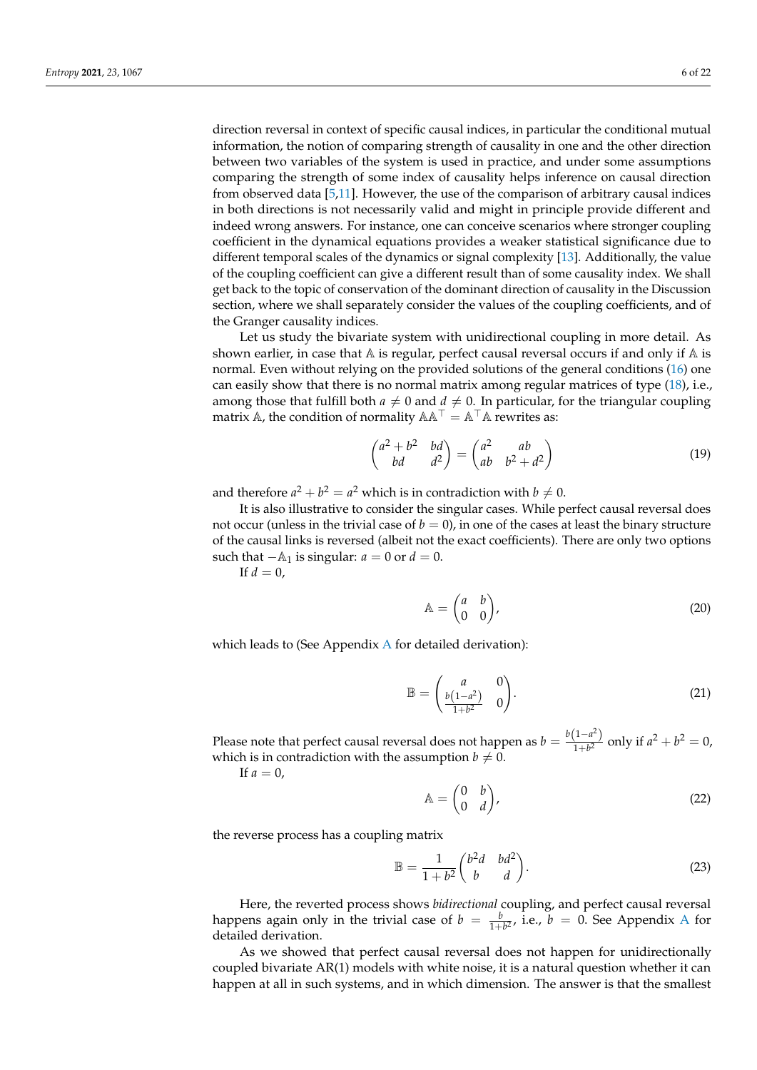direction reversal in context of specific causal indices, in particular the conditional mutual information, the notion of comparing strength of causality in one and the other direction between two variables of the system is used in practice, and under some assumptions comparing the strength of some index of causality helps inference on causal direction from observed data [5,11]. However, the use of the comparison of arbitrary causal indices in both directions is not necessarily valid and might in principle provide different and indeed wrong answers. For instance, one can conceive scenarios where stronger coupling coefficient in the dynamical equations provides a weaker statistical significance due to different temporal scales of the dynamics or signal complexity [13]. Additionally, the value of the coupling coefficient can give a different result than of some causality index. We shall get back to the topic of conservation of the dominant direction of causality in the Discussion section, where we shall separately consider the values of the coupling coefficients, and of the Granger causality indices.

Let us study the bivariate system with unidirectional coupling in more detail. As shown earlier, in case that $\mathbb{A}$ is regular, perfect causal reversal occurs if and only if $\mathbb{A}$ is normal. Even without relying on the provided solutions of the general conditions (16) one can easily show that there is no normal matrix among regular matrices of type (18), i.e., among those that fulfill both $a \neq 0$ and $d \neq 0$. In particular, for the triangular coupling matrix $\mathbb{A}$, the condition of normality $\mathbb{A}\mathbb{A}^\top = \mathbb{A}^\top\mathbb{A}$ rewrites as:

$$
\begin{pmatrix} a^2 + b^2 & bd \\ bd & d^2 \end{pmatrix} = \begin{pmatrix} a^2 & ab \\ ab & b^2 + d^2 \end{pmatrix} \tag{19}
$$

and therefore $a^2 + b^2 = a^2$ which is in contradiction with $b \neq 0$.

It is also illustrative to consider the singular cases. While perfect causal reversal does not occur (unless in the trivial case of $b = 0$), in one of the cases at least the binary structure of the causal links is reversed (albeit not the exact coefficients). There are only two options such that $-\mathbb{A}_1$ is singular: $a = 0$ or $d = 0$.

If $d = 0$,

$$
\mathbb{A} = \begin{pmatrix} a & b \\ 0 & 0 \end{pmatrix}, \tag{20}
$$

which leads to (See Appendix A for detailed derivation):

$$
\mathbb{B} = \begin{pmatrix} a & 0 \\ \frac{b\left(1-a^2\right)}{1+b^2} & 0 \end{pmatrix}. \tag{21}
$$

Please note that perfect causal reversal does not happen as $b = \frac{b\left(1-a^2\right)}{1+b^2}$ only if $a^2 + b^2 = 0$, which is in contradiction with the assumption $b \neq 0$.

If $a = 0$,

$$
\mathbb{A} = \begin{pmatrix} 0 & b \\ 0 & d \end{pmatrix}, \tag{22}
$$

the reverse process has a coupling matrix

$$
\mathbb{B} = \frac{1}{1+b^2}\begin{pmatrix} b^2 d & bd^2 \\ b & d \end{pmatrix}. \tag{23}
$$

Here, the reverted process shows *bidirectional* coupling, and perfect causal reversal happens again only in the trivial case of $b = \frac{b}{1+b^2}$, i.e., $b = 0$. See Appendix A for detailed derivation.

As we showed that perfect causal reversal does not happen for unidirectionally coupled bivariate AR(1) models with white noise, it is a natural question whether it can happen at all in such systems, and in which dimension. The answer is that the smallest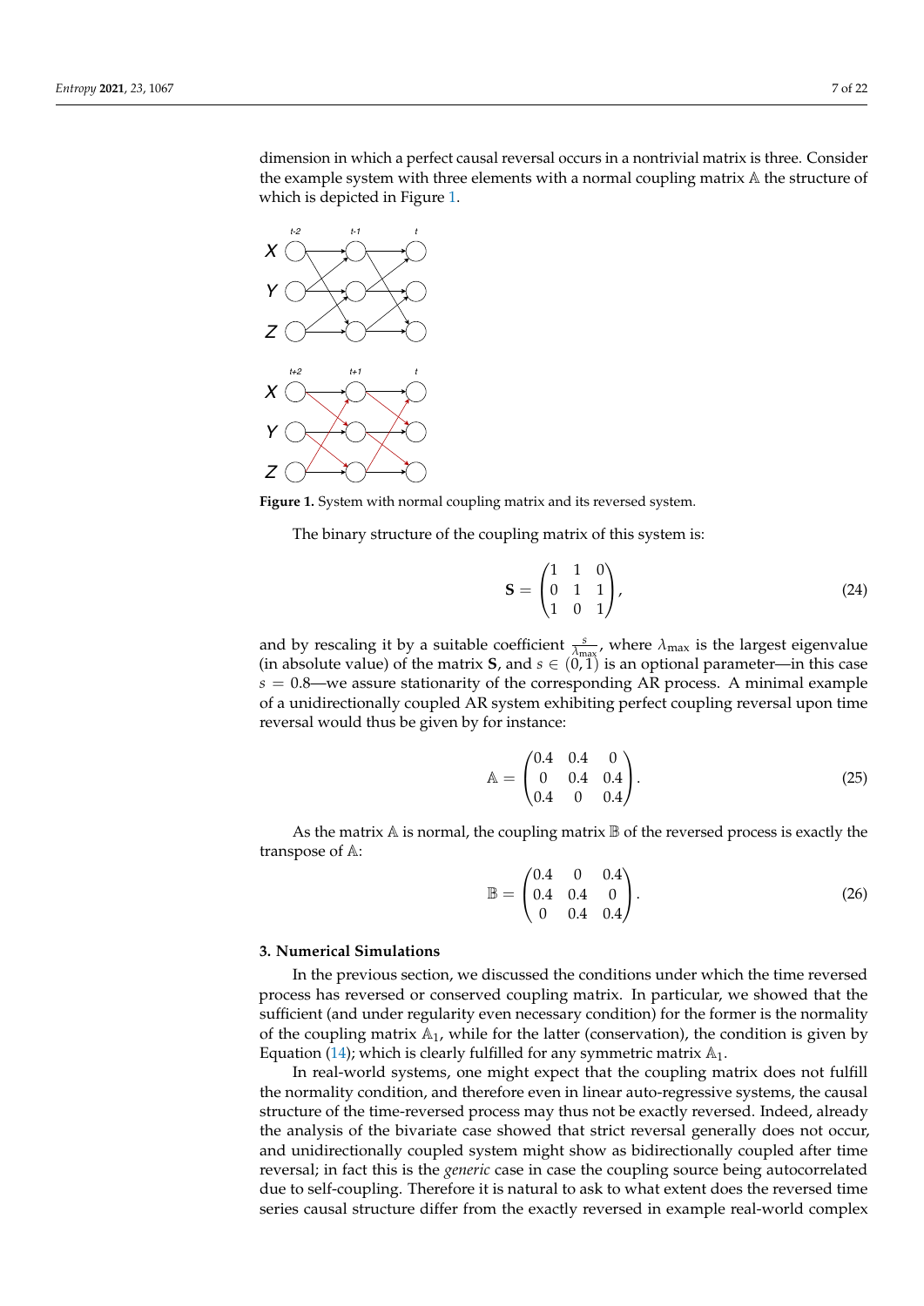dimension in which a perfect causal reversal occurs in a nontrivial matrix is three. Consider the example system with three elements with a normal coupling matrix $\mathbb{A}$ the structure of which is depicted in Figure 1.

**Figure 1.** System with normal coupling matrix and its reversed system.

The binary structure of the coupling matrix of this system is:

$$\mathbf{S} = \begin{pmatrix} 1 & 1 & 0 \\ 0 & 1 & 1 \\ 1 & 0 & 1 \end{pmatrix}, \tag{24}$$

and by rescaling it by a suitable coefficient $\frac{s}{\lambda_{\max}}$, where $\lambda_{\max}$ is the largest eigenvalue (in absolute value) of the matrix $\mathbf{S}$, and $s \in (0, 1)$ is an optional parameter—in this case $s = 0.8$—we assure stationarity of the corresponding AR process. A minimal example of a unidirectionally coupled AR system exhibiting perfect coupling reversal upon time reversal would thus be given by for instance:

$$\mathbb{A} = \begin{pmatrix} 0.4 & 0.4 & 0 \\ 0 & 0.4 & 0.4 \\ 0.4 & 0 & 0.4 \end{pmatrix}. \tag{25}$$

As the matrix $\mathbb{A}$ is normal, the coupling matrix $\mathbb{B}$ of the reversed process is exactly the transpose of $\mathbb{A}$:

$$\mathbb{B} = \begin{pmatrix} 0.4 & 0 & 0.4 \\ 0.4 & 0.4 & 0 \\ 0 & 0.4 & 0.4 \end{pmatrix}. \tag{26}$$

## 3. Numerical Simulations

In the previous section, we discussed the conditions under which the time reversed process has reversed or conserved coupling matrix. In particular, we showed that the sufficient (and under regularity even necessary condition) for the former is the normality of the coupling matrix $\mathbb{A}_1$, while for the latter (conservation), the condition is given by Equation (14); which is clearly fulfilled for any symmetric matrix $\mathbb{A}_1$.

In real-world systems, one might expect that the coupling matrix does not fulfill the normality condition, and therefore even in linear auto-regressive systems, the causal structure of the time-reversed process may thus not be exactly reversed. Indeed, already the analysis of the bivariate case showed that strict reversal generally does not occur, and unidirectionally coupled system might show as bidirectionally coupled after time reversal; in fact this is the *generic* case in case the coupling source being autocorrelated due to self-coupling. Therefore it is natural to ask to what extent does the reversed time series causal structure differ from the exactly reversed in example real-world complex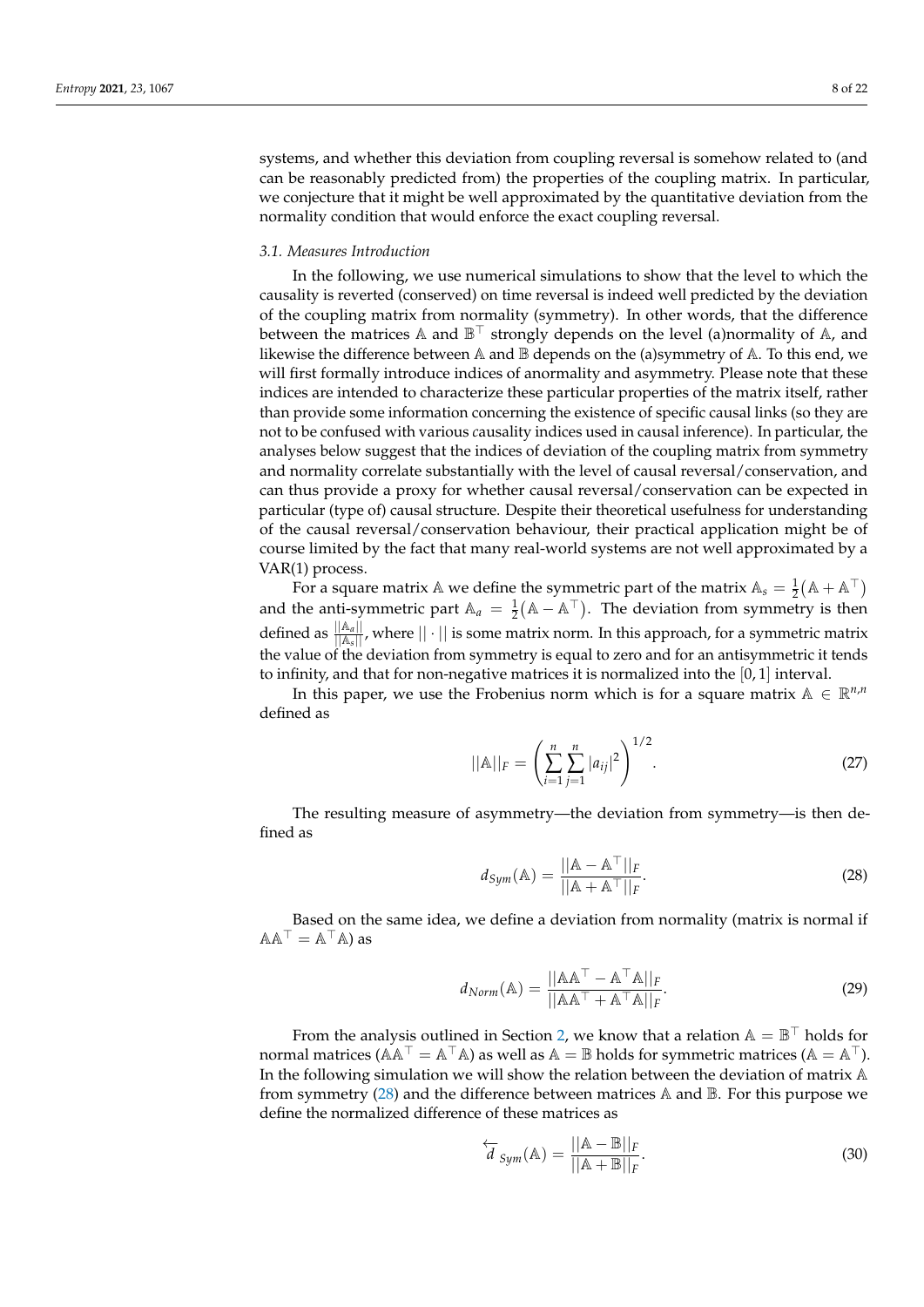systems, and whether this deviation from coupling reversal is somehow related to (and can be reasonably predicted from) the properties of the coupling matrix. In particular, we conjecture that it might be well approximated by the quantitative deviation from the normality condition that would enforce the exact coupling reversal.

### 3.1. Measures Introduction

In the following, we use numerical simulations to show that the level to which the causality is reverted (conserved) on time reversal is indeed well predicted by the deviation of the coupling matrix from normality (symmetry). In other words, that the difference between the matrices $\mathbb{A}$ and $\mathbb{B}^\top$ strongly depends on the level (a)normality of $\mathbb{A}$, and likewise the difference between $\mathbb{A}$ and $\mathbb{B}$ depends on the (a)symmetry of $\mathbb{A}$. To this end, we will first formally introduce indices of anormality and asymmetry. Please note that these indices are intended to characterize these particular properties of the matrix itself, rather than provide some information concerning the existence of specific causal links (so they are not to be confused with various causality indices used in causal inference). In particular, the analyses below suggest that the indices of deviation of the coupling matrix from symmetry and normality correlate substantially with the level of causal reversal/conservation, and can thus provide a proxy for whether causal reversal/conservation can be expected in particular (type of) causal structure. Despite their theoretical usefulness for understanding of the causal reversal/conservation behaviour, their practical application might be of course limited by the fact that many real-world systems are not well approximated by a VAR(1) process.

For a square matrix $\mathbb{A}$ we define the symmetric part of the matrix $\mathbb{A}_s = \frac{1}{2}(\mathbb{A} + \mathbb{A}^\top)$ and the anti-symmetric part $\mathbb{A}_a = \frac{1}{2}(\mathbb{A} - \mathbb{A}^\top)$. The deviation from symmetry is then defined as $\frac{||\mathbb{A}_a||}{||\mathbb{A}_s||}$, where $||\cdot||$ is some matrix norm. In this approach, for a symmetric matrix the value of the deviation from symmetry is equal to zero and for an antisymmetric it tends to infinity, and that for non-negative matrices it is normalized into the $[0,1]$ interval.

In this paper, we use the Frobenius norm which is for a square matrix $\mathbb{A} \in \mathbb{R}^{n,n}$ defined as

$$||\mathbb{A}||_F = \left( \sum_{i=1}^{n} \sum_{j=1}^{n} |a_{ij}|^2 \right)^{1/2}. \tag{27}$$

The resulting measure of asymmetry—the deviation from symmetry—is then defined as

$$d_{Sym}(\mathbb{A}) = \frac{||\mathbb{A} - \mathbb{A}^\top||_F}{||\mathbb{A} + \mathbb{A}^\top||_F}. \tag{28}$$

Based on the same idea, we define a deviation from normality (matrix is normal if $\mathbb{A}\mathbb{A}^\top = \mathbb{A}^\top\mathbb{A}$) as

$$d_{Norm}(\mathbb{A}) = \frac{||\mathbb{A}\mathbb{A}^\top - \mathbb{A}^\top\mathbb{A}||_F}{||\mathbb{A}\mathbb{A}^\top + \mathbb{A}^\top\mathbb{A}||_F}. \tag{29}$$

From the analysis outlined in Section 2, we know that a relation $\mathbb{A} = \mathbb{B}^\top$ holds for normal matrices ($\mathbb{A}\mathbb{A}^\top = \mathbb{A}^\top\mathbb{A}$) as well as $\mathbb{A} = \mathbb{B}$ holds for symmetric matrices ($\mathbb{A} = \mathbb{A}^\top$). In the following simulation we will show the relation between the deviation of matrix $\mathbb{A}$ from symmetry (28) and the difference between matrices $\mathbb{A}$ and $\mathbb{B}$. For this purpose we define the normalized difference of these matrices as

$$\overleftarrow{d}_{Sym}(\mathbb{A}) = \frac{||\mathbb{A} - \mathbb{B}||_F}{||\mathbb{A} + \mathbb{B}||_F}. \tag{30}$$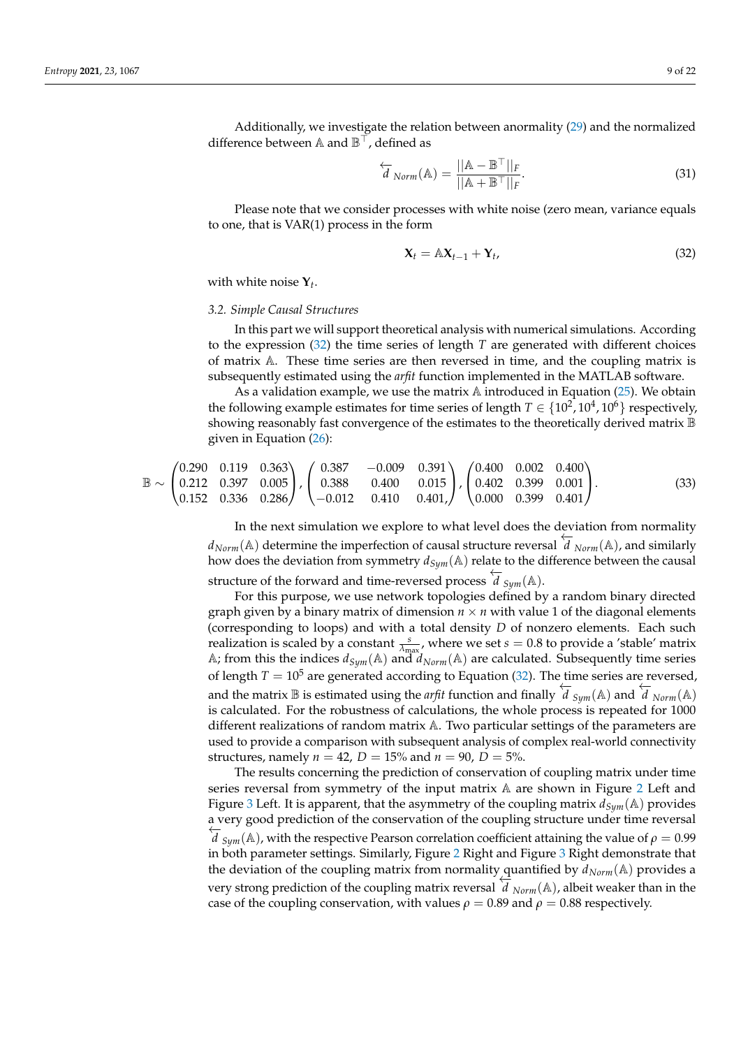Additionally, we investigate the relation between anormality (29) and the normalized difference between $\mathbb{A}$ and $\mathbb{B}^\top$, defined as

$$\overleftarrow{d}_{Norm}(\mathbb{A}) = \frac{||\mathbb{A} - \mathbb{B}^\top||_F}{||\mathbb{A} + \mathbb{B}^\top||_F}. \tag{31}$$

Please note that we consider processes with white noise (zero mean, variance equals to one, that is VAR(1) process in the form

$$\mathbf{X}_t = \mathbb{A}\mathbf{X}_{t-1} + \mathbf{Y}_t, \tag{32}$$

with white noise $\mathbf{Y}_t$.

### 3.2. Simple Causal Structures

In this part we will support theoretical analysis with numerical simulations. According to the expression (32) the time series of length $T$ are generated with different choices of matrix $\mathbb{A}$. These time series are then reversed in time, and the coupling matrix is subsequently estimated using the *arfit* function implemented in the MATLAB software.

As a validation example, we use the matrix $\mathbb{A}$ introduced in Equation (25). We obtain the following example estimates for time series of length $T \in \{10^2, 10^4, 10^6\}$ respectively, showing reasonably fast convergence of the estimates to the theoretically derived matrix $\mathbb{B}$ given in Equation (26):

$$\mathbb{B} \sim \begin{pmatrix} 0.290 & 0.119 & 0.363 \\ 0.212 & 0.397 & 0.005 \\ 0.152 & 0.336 & 0.286 \end{pmatrix}, \begin{pmatrix} 0.387 & -0.009 & 0.391 \\ 0.388 & 0.400 & 0.015 \\ -0.012 & 0.410 & 0.401, \end{pmatrix}, \begin{pmatrix} 0.400 & 0.002 & 0.400 \\ 0.402 & 0.399 & 0.001 \\ 0.000 & 0.399 & 0.401 \end{pmatrix}. \tag{33}$$

In the next simulation we explore to what level does the deviation from normality $d_{Norm}(\mathbb{A})$ determine the imperfection of causal structure reversal $\overleftarrow{d}_{Norm}(\mathbb{A})$, and similarly how does the deviation from symmetry $d_{Sym}(\mathbb{A})$ relate to the difference between the causal structure of the forward and time-reversed process $\overleftarrow{d}_{Sym}(\mathbb{A})$.

For this purpose, we use network topologies defined by a random binary directed graph given by a binary matrix of dimension $n \times n$ with value 1 of the diagonal elements (corresponding to loops) and with a total density $D$ of nonzero elements. Each such realization is scaled by a constant $\frac{s}{\lambda_{\max}}$, where we set $s = 0.8$ to provide a 'stable' matrix $\mathbb{A}$; from this the indices $d_{Sym}(\mathbb{A})$ and $d_{Norm}(\mathbb{A})$ are calculated. Subsequently time series of length $T = 10^5$ are generated according to Equation (32). The time series are reversed, and the matrix $\mathbb{B}$ is estimated using the *arfit* function and finally $\overleftarrow{d}_{Sym}(\mathbb{A})$ and $\overleftarrow{d}_{Norm}(\mathbb{A})$ is calculated. For the robustness of calculations, the whole process is repeated for 1000 different realizations of random matrix $\mathbb{A}$. Two particular settings of the parameters are used to provide a comparison with subsequent analysis of complex real-world connectivity structures, namely $n = 42$, $D = 15\%$ and $n = 90$, $D = 5\%$.

The results concerning the prediction of conservation of coupling matrix under time series reversal from symmetry of the input matrix $\mathbb{A}$ are shown in Figure 2 Left and Figure 3 Left. It is apparent, that the asymmetry of the coupling matrix $d_{Sym}(\mathbb{A})$ provides a very good prediction of the conservation of the coupling structure under time reversal $\overleftarrow{d}_{Sym}(\mathbb{A})$, with the respective Pearson correlation coefficient attaining the value of $\rho = 0.99$ in both parameter settings. Similarly, Figure 2 Right and Figure 3 Right demonstrate that the deviation of the coupling matrix from normality quantified by $d_{Norm}(\mathbb{A})$ provides a very strong prediction of the coupling matrix reversal $\overleftarrow{d}_{Norm}(\mathbb{A})$, albeit weaker than in the case of the coupling conservation, with values $\rho = 0.89$ and $\rho = 0.88$ respectively.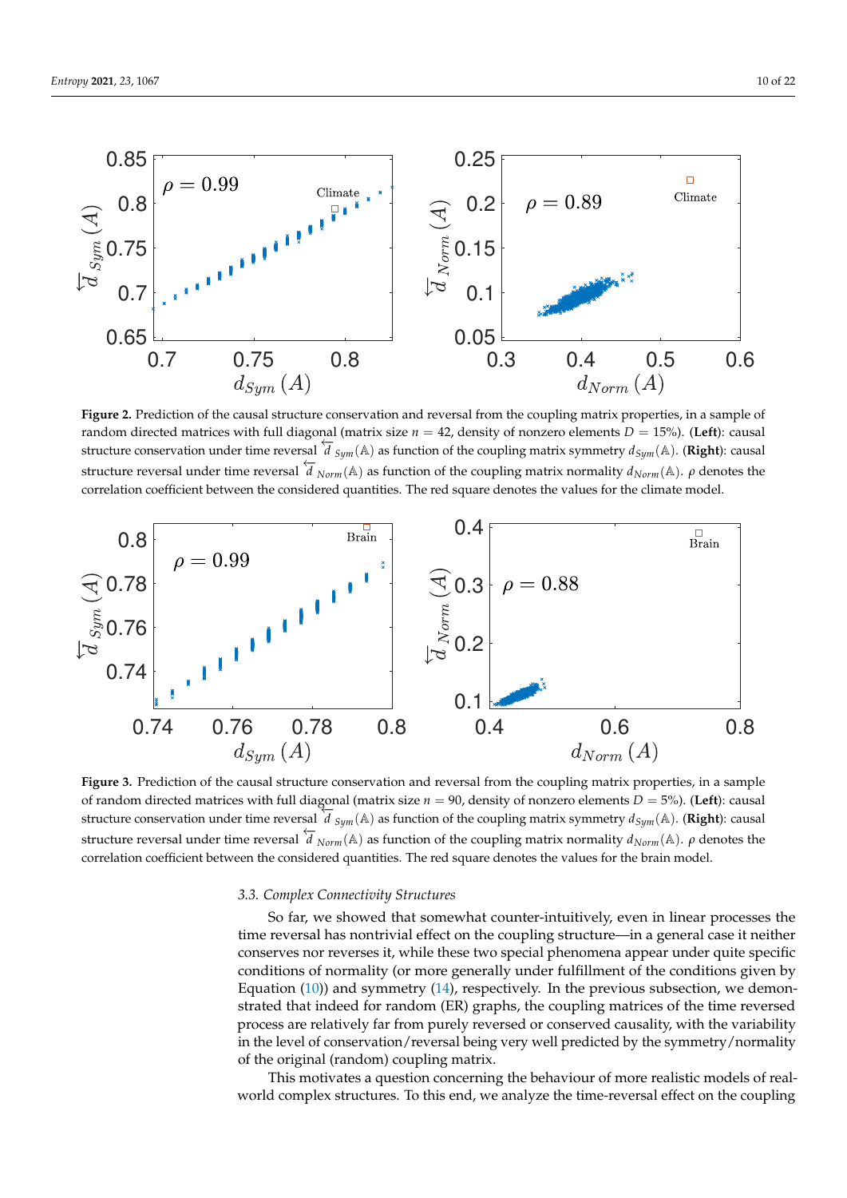**Figure 2.** Prediction of the causal structure conservation and reversal from the coupling matrix properties, in a sample of random directed matrices with full diagonal (matrix size $n = 42$, density of nonzero elements $D = 15\%$). (**Left**): causal structure conservation under time reversal $\overleftarrow{d}_{Sym}(\mathbb{A})$ as function of the coupling matrix symmetry $d_{Sym}(\mathbb{A})$. (**Right**): causal structure reversal under time reversal $\overleftarrow{d}_{Norm}(\mathbb{A})$ as function of the coupling matrix normality $d_{Norm}(\mathbb{A})$. $\rho$ denotes the correlation coefficient between the considered quantities. The red square denotes the values for the climate model.

**Figure 3.** Prediction of the causal structure conservation and reversal from the coupling matrix properties, in a sample of random directed matrices with full diagonal (matrix size $n = 90$, density of nonzero elements $D = 5\%$). (**Left**): causal structure conservation under time reversal $\overleftarrow{d}_{Sym}(\mathbb{A})$ as function of the coupling matrix symmetry $d_{Sym}(\mathbb{A})$. (**Right**): causal structure reversal under time reversal $\overleftarrow{d}_{Norm}(\mathbb{A})$ as function of the coupling matrix normality $d_{Norm}(\mathbb{A})$. $\rho$ denotes the correlation coefficient between the considered quantities. The red square denotes the values for the brain model.

### 3.3. Complex Connectivity Structures

So far, we showed that somewhat counter-intuitively, even in linear processes the time reversal has nontrivial effect on the coupling structure—in a general case it neither conserves nor reverses it, while these two special phenomena appear under quite specific conditions of normality (or more generally under fulfillment of the conditions given by Equation (10)) and symmetry (14), respectively. In the previous subsection, we demonstrated that indeed for random (ER) graphs, the coupling matrices of the time reversed process are relatively far from purely reversed or conserved causality, with the variability in the level of conservation/reversal being very well predicted by the symmetry/normality of the original (random) coupling matrix.

This motivates a question concerning the behaviour of more realistic models of real-world complex structures. To this end, we analyze the time-reversal effect on the coupling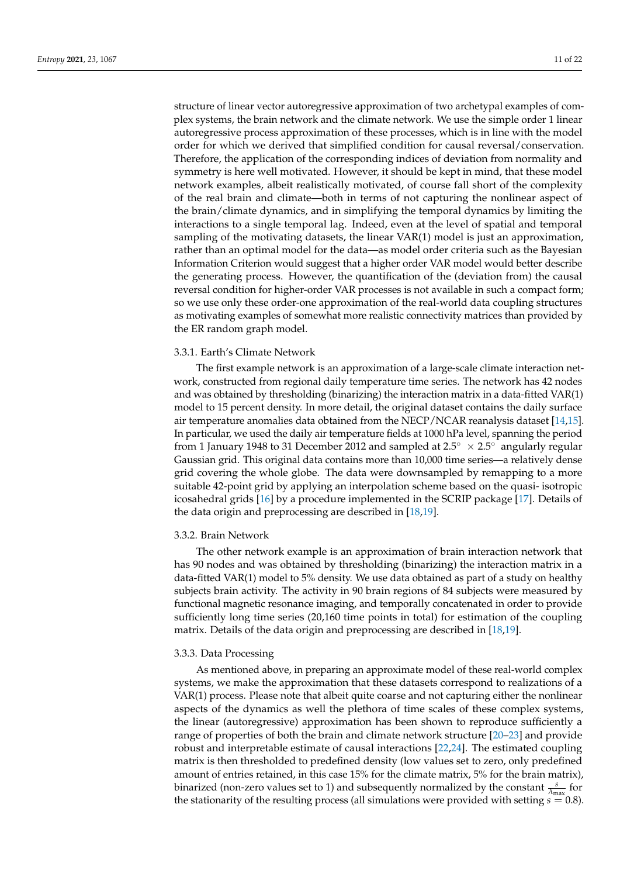structure of linear vector autoregressive approximation of two archetypal examples of complex systems, the brain network and the climate network. We use the simple order 1 linear autoregressive process approximation of these processes, which is in line with the model order for which we derived that simplified condition for causal reversal/conservation. Therefore, the application of the corresponding indices of deviation from normality and symmetry is here well motivated. However, it should be kept in mind, that these model network examples, albeit realistically motivated, of course fall short of the complexity of the real brain and climate—both in terms of not capturing the nonlinear aspect of the brain/climate dynamics, and in simplifying the temporal dynamics by limiting the interactions to a single temporal lag. Indeed, even at the level of spatial and temporal sampling of the motivating datasets, the linear VAR(1) model is just an approximation, rather than an optimal model for the data—as model order criteria such as the Bayesian Information Criterion would suggest that a higher order VAR model would better describe the generating process. However, the quantification of the (deviation from) the causal reversal condition for higher-order VAR processes is not available in such a compact form; so we use only these order-one approximation of the real-world data coupling structures as motivating examples of somewhat more realistic connectivity matrices than provided by the ER random graph model.

### 3.3.1. Earth's Climate Network

The first example network is an approximation of a large-scale climate interaction network, constructed from regional daily temperature time series. The network has 42 nodes and was obtained by thresholding (binarizing) the interaction matrix in a data-fitted VAR(1) model to 15 percent density. In more detail, the original dataset contains the daily surface air temperature anomalies data obtained from the NECP/NCAR reanalysis dataset [14,15]. In particular, we used the daily air temperature fields at 1000 hPa level, spanning the period from 1 January 1948 to 31 December 2012 and sampled at $2.5^\circ \times 2.5^\circ$ angularly regular Gaussian grid. This original data contains more than 10,000 time series—a relatively dense grid covering the whole globe. The data were downsampled by remapping to a more suitable 42-point grid by applying an interpolation scheme based on the quasi- isotropic icosahedral grids [16] by a procedure implemented in the SCRIP package [17]. Details of the data origin and preprocessing are described in [18,19].

### 3.3.2. Brain Network

The other network example is an approximation of brain interaction network that has 90 nodes and was obtained by thresholding (binarizing) the interaction matrix in a data-fitted VAR(1) model to 5% density. We use data obtained as part of a study on healthy subjects brain activity. The activity in 90 brain regions of 84 subjects were measured by functional magnetic resonance imaging, and temporally concatenated in order to provide sufficiently long time series (20,160 time points in total) for estimation of the coupling matrix. Details of the data origin and preprocessing are described in [18,19].

### 3.3.3. Data Processing

As mentioned above, in preparing an approximate model of these real-world complex systems, we make the approximation that these datasets correspond to realizations of a VAR(1) process. Please note that albeit quite coarse and not capturing either the nonlinear aspects of the dynamics as well the plethora of time scales of these complex systems, the linear (autoregressive) approximation has been shown to reproduce sufficiently a range of properties of both the brain and climate network structure [20–23] and provide robust and interpretable estimate of causal interactions [22,24]. The estimated coupling matrix is then thresholded to predefined density (low values set to zero, only predefined amount of entries retained, in this case 15% for the climate matrix, 5% for the brain matrix), binarized (non-zero values set to 1) and subsequently normalized by the constant $\frac{s}{\lambda_{\max}}$ for the stationarity of the resulting process (all simulations were provided with setting $s = 0.8$).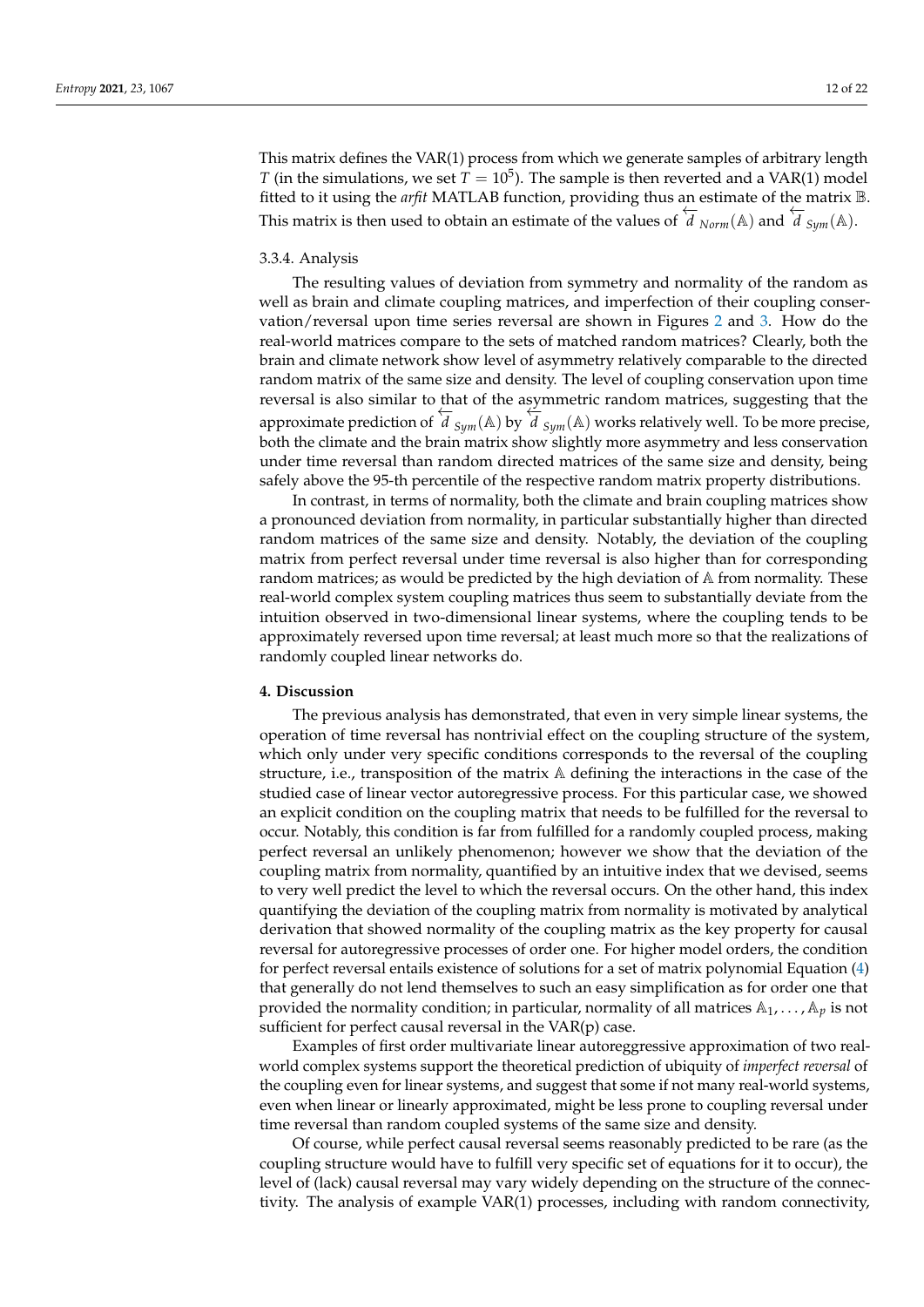This matrix defines the VAR(1) process from which we generate samples of arbitrary length $T$ (in the simulations, we set $T = 10^5$). The sample is then reverted and a VAR(1) model fitted to it using the *arfit* MATLAB function, providing thus an estimate of the matrix $\mathbb{B}$. This matrix is then used to obtain an estimate of the values of $\overleftarrow{d}_{Norm}(\mathbb{A})$ and $\overleftarrow{d}_{Sym}(\mathbb{A})$.

### 3.3.4. Analysis

The resulting values of deviation from symmetry and normality of the random as well as brain and climate coupling matrices, and imperfection of their coupling conservation/reversal upon time series reversal are shown in Figures 2 and 3. How do the real-world matrices compare to the sets of matched random matrices? Clearly, both the brain and climate network show level of asymmetry relatively comparable to the directed random matrix of the same size and density. The level of coupling conservation upon time reversal is also similar to that of the asymmetric random matrices, suggesting that the approximate prediction of $\overleftarrow{d}_{Sym}(\mathbb{A})$ by $\overleftarrow{d}_{Sym}(\mathbb{A})$ works relatively well. To be more precise, both the climate and the brain matrix show slightly more asymmetry and less conservation under time reversal than random directed matrices of the same size and density, being safely above the 95-th percentile of the respective random matrix property distributions.

In contrast, in terms of normality, both the climate and brain coupling matrices show a pronounced deviation from normality, in particular substantially higher than directed random matrices of the same size and density. Notably, the deviation of the coupling matrix from perfect reversal under time reversal is also higher than for corresponding random matrices; as would be predicted by the high deviation of $\mathbb{A}$ from normality. These real-world complex system coupling matrices thus seem to substantially deviate from the intuition observed in two-dimensional linear systems, where the coupling tends to be approximately reversed upon time reversal; at least much more so that the realizations of randomly coupled linear networks do.

## 4. Discussion

The previous analysis has demonstrated, that even in very simple linear systems, the operation of time reversal has nontrivial effect on the coupling structure of the system, which only under very specific conditions corresponds to the reversal of the coupling structure, i.e., transposition of the matrix $\mathbb{A}$ defining the interactions in the case of the studied case of linear vector autoregressive process. For this particular case, we showed an explicit condition on the coupling matrix that needs to be fulfilled for the reversal to occur. Notably, this condition is far from fulfilled for a randomly coupled process, making perfect reversal an unlikely phenomenon; however we show that the deviation of the coupling matrix from normality, quantified by an intuitive index that we devised, seems to very well predict the level to which the reversal occurs. On the other hand, this index quantifying the deviation of the coupling matrix from normality is motivated by analytical derivation that showed normality of the coupling matrix as the key property for causal reversal for autoregressive processes of order one. For higher model orders, the condition for perfect reversal entails existence of solutions for a set of matrix polynomial Equation (4) that generally do not lend themselves to such an easy simplification as for order one that provided the normality condition; in particular, normality of all matrices $\mathbb{A}_1, \ldots, \mathbb{A}_p$ is not sufficient for perfect causal reversal in the VAR(p) case.

Examples of first order multivariate linear autoreggressive approximation of two real-world complex systems support the theoretical prediction of ubiquity of *imperfect reversal* of the coupling even for linear systems, and suggest that some if not many real-world systems, even when linear or linearly approximated, might be less prone to coupling reversal under time reversal than random coupled systems of the same size and density.

Of course, while perfect causal reversal seems reasonably predicted to be rare (as the coupling structure would have to fulfill very specific set of equations for it to occur), the level of (lack) causal reversal may vary widely depending on the structure of the connectivity. The analysis of example VAR(1) processes, including with random connectivity,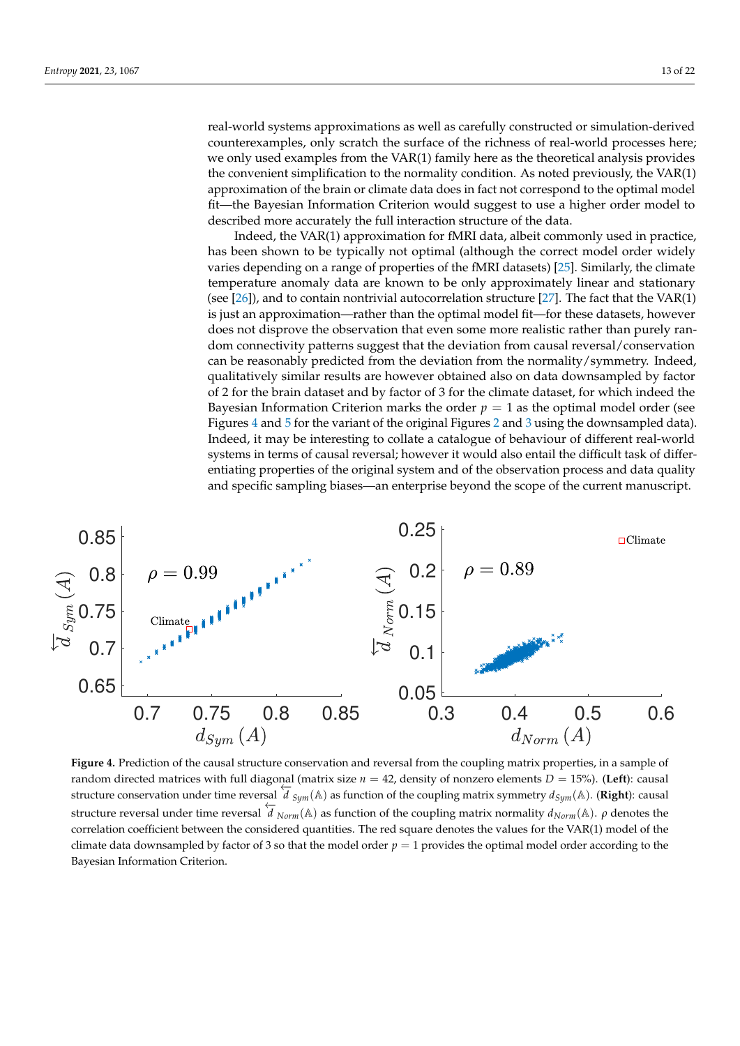real-world systems approximations as well as carefully constructed or simulation-derived counterexamples, only scratch the surface of the richness of real-world processes here; we only used examples from the VAR(1) family here as the theoretical analysis provides the convenient simplification to the normality condition. As noted previously, the VAR(1) approximation of the brain or climate data does in fact not correspond to the optimal model fit—the Bayesian Information Criterion would suggest to use a higher order model to described more accurately the full interaction structure of the data.

Indeed, the VAR(1) approximation for fMRI data, albeit commonly used in practice, has been shown to be typically not optimal (although the correct model order widely varies depending on a range of properties of the fMRI datasets) [25]. Similarly, the climate temperature anomaly data are known to be only approximately linear and stationary (see [26]), and to contain nontrivial autocorrelation structure [27]. The fact that the VAR(1) is just an approximation—rather than the optimal model fit—for these datasets, however does not disprove the observation that even some more realistic rather than purely random connectivity patterns suggest that the deviation from causal reversal/conservation can be reasonably predicted from the deviation from the normality/symmetry. Indeed, qualitatively similar results are however obtained also on data downsampled by factor of 2 for the brain dataset and by factor of 3 for the climate dataset, for which indeed the Bayesian Information Criterion marks the order $p = 1$ as the optimal model order (see Figures 4 and 5 for the variant of the original Figures 2 and 3 using the downsampled data). Indeed, it may be interesting to collate a catalogue of behaviour of different real-world systems in terms of causal reversal; however it would also entail the difficult task of differentiating properties of the original system and of the observation process and data quality and specific sampling biases—an enterprise beyond the scope of the current manuscript.

**Figure 4.** Prediction of the causal structure conservation and reversal from the coupling matrix properties, in a sample of random directed matrices with full diagonal (matrix size $n = 42$, density of nonzero elements $D = 15\%$). (**Left**): causal structure conservation under time reversal $\overleftarrow{d}_{Sym}(\mathbb{A})$ as function of the coupling matrix symmetry $d_{Sym}(\mathbb{A})$. (**Right**): causal structure reversal under time reversal $\overleftarrow{d}_{Norm}(\mathbb{A})$ as function of the coupling matrix normality $d_{Norm}(\mathbb{A})$. $\rho$ denotes the correlation coefficient between the considered quantities. The red square denotes the values for the VAR(1) model of the climate data downsampled by factor of 3 so that the model order $p = 1$ provides the optimal model order according to the Bayesian Information Criterion.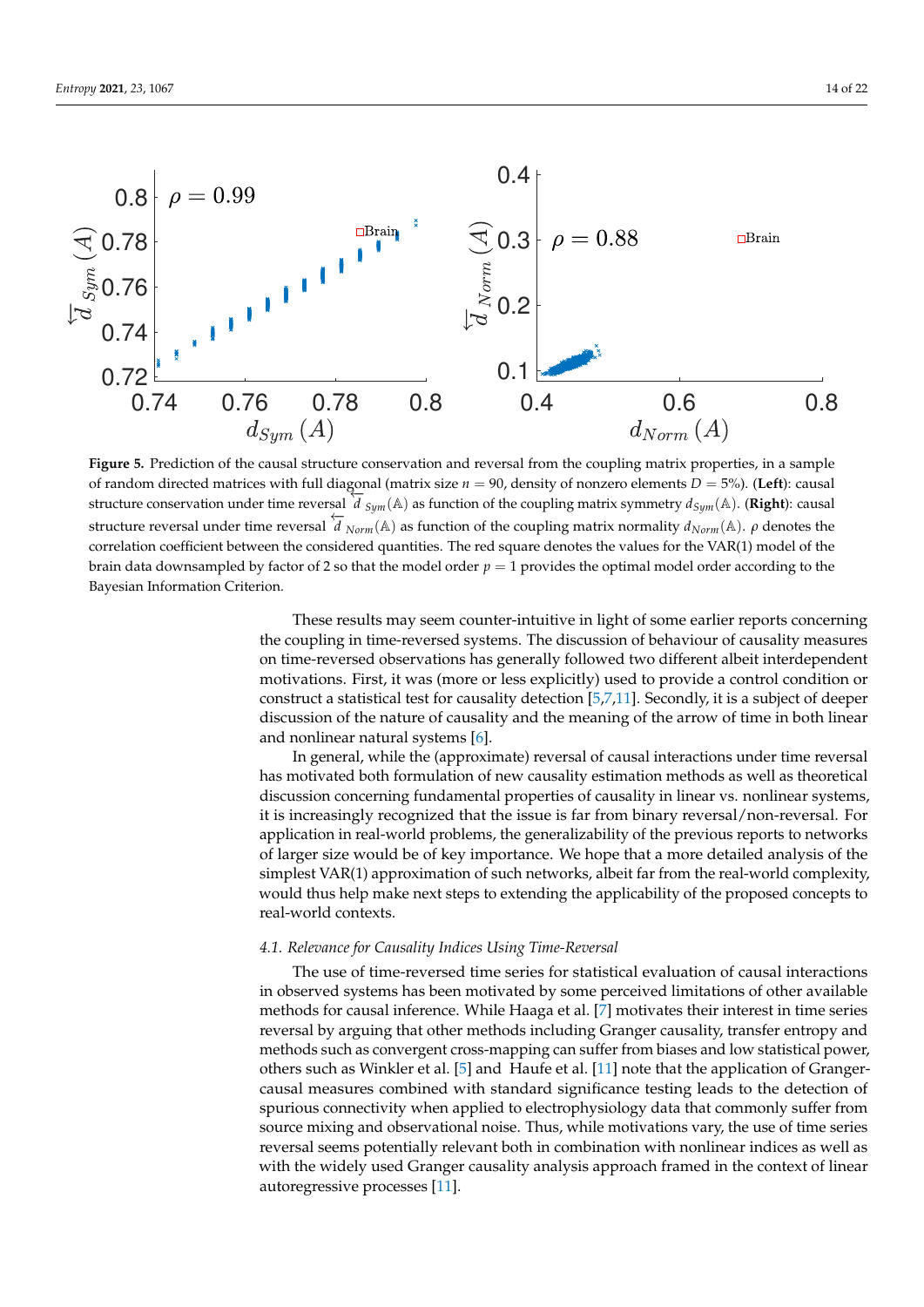**Figure 5.** Prediction of the causal structure conservation and reversal from the coupling matrix properties, in a sample of random directed matrices with full diagonal (matrix size $n = 90$, density of nonzero elements $D = 5\%$). (**Left**): causal structure conservation under time reversal $\overleftarrow{d}_{Sym}(\mathbb{A})$ as function of the coupling matrix symmetry $d_{Sym}(\mathbb{A})$. (**Right**): causal structure reversal under time reversal $\overleftarrow{d}_{Norm}(\mathbb{A})$ as function of the coupling matrix normality $d_{Norm}(\mathbb{A})$. $\rho$ denotes the correlation coefficient between the considered quantities. The red square denotes the values for the VAR(1) model of the brain data downsampled by factor of 2 so that the model order $p = 1$ provides the optimal model order according to the Bayesian Information Criterion.

These results may seem counter-intuitive in light of some earlier reports concerning the coupling in time-reversed systems. The discussion of behaviour of causality measures on time-reversed observations has generally followed two different albeit interdependent motivations. First, it was (more or less explicitly) used to provide a control condition or construct a statistical test for causality detection [5,7,11]. Secondly, it is a subject of deeper discussion of the nature of causality and the meaning of the arrow of time in both linear and nonlinear natural systems [6].

In general, while the (approximate) reversal of causal interactions under time reversal has motivated both formulation of new causality estimation methods as well as theoretical discussion concerning fundamental properties of causality in linear vs. nonlinear systems, it is increasingly recognized that the issue is far from binary reversal/non-reversal. For application in real-world problems, the generalizability of the previous reports to networks of larger size would be of key importance. We hope that a more detailed analysis of the simplest VAR(1) approximation of such networks, albeit far from the real-world complexity, would thus help make next steps to extending the applicability of the proposed concepts to real-world contexts.

### 4.1. Relevance for Causality Indices Using Time-Reversal

The use of time-reversed time series for statistical evaluation of causal interactions in observed systems has been motivated by some perceived limitations of other available methods for causal inference. While Haaga et al. [7] motivates their interest in time series reversal by arguing that other methods including Granger causality, transfer entropy and methods such as convergent cross-mapping can suffer from biases and low statistical power, others such as Winkler et al. [5] and Haufe et al. [11] note that the application of Granger-causal measures combined with standard significance testing leads to the detection of spurious connectivity when applied to electrophysiology data that commonly suffer from source mixing and observational noise. Thus, while motivations vary, the use of time series reversal seems potentially relevant both in combination with nonlinear indices as well as with the widely used Granger causality analysis approach framed in the context of linear autoregressive processes [11].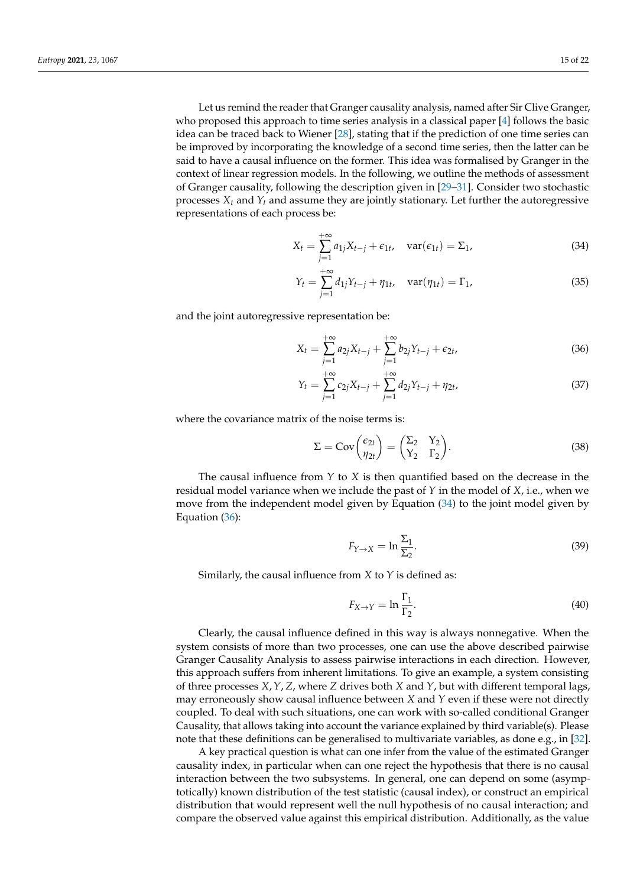Let us remind the reader that Granger causality analysis, named after Sir Clive Granger, who proposed this approach to time series analysis in a classical paper [4] follows the basic idea can be traced back to Wiener [28], stating that if the prediction of one time series can be improved by incorporating the knowledge of a second time series, then the latter can be said to have a causal influence on the former. This idea was formalised by Granger in the context of linear regression models. In the following, we outline the methods of assessment of Granger causality, following the description given in [29–31]. Consider two stochastic processes $X_t$ and $Y_t$ and assume they are jointly stationary. Let further the autoregressive representations of each process be:

$$X_t = \sum_{j=1}^{+\infty} a_{1j} X_{t-j} + \epsilon_{1t}, \quad \mathrm{var}(\epsilon_{1t}) = \Sigma_1, \tag{34}$$

$$Y_t = \sum_{j=1}^{+\infty} d_{1j} Y_{t-j} + \eta_{1t}, \quad \mathrm{var}(\eta_{1t}) = \Gamma_1, \tag{35}$$

and the joint autoregressive representation be:

$$X_t = \sum_{j=1}^{+\infty} a_{2j} X_{t-j} + \sum_{j=1}^{+\infty} b_{2j} Y_{t-j} + \epsilon_{2t}, \tag{36}$$

$$Y_t = \sum_{j=1}^{+\infty} c_{2j} X_{t-j} + \sum_{j=1}^{+\infty} d_{2j} Y_{t-j} + \eta_{2t}, \tag{37}$$

where the covariance matrix of the noise terms is:

$$\Sigma = \mathrm{Cov}\begin{pmatrix} \epsilon_{2t} \\ \eta_{2t} \end{pmatrix} = \begin{pmatrix} \Sigma_2 & \Upsilon_2 \\ \Upsilon_2 & \Gamma_2 \end{pmatrix}. \tag{38}$$

The causal influence from $Y$ to $X$ is then quantified based on the decrease in the residual model variance when we include the past of $Y$ in the model of $X$, i.e., when we move from the independent model given by Equation (34) to the joint model given by Equation (36):

$$F_{Y \to X} = \ln \frac{\Sigma_1}{\Sigma_2}. \tag{39}$$

Similarly, the causal influence from $X$ to $Y$ is defined as:

$$F_{X \to Y} = \ln \frac{\Gamma_1}{\Gamma_2}. \tag{40}$$

Clearly, the causal influence defined in this way is always nonnegative. When the system consists of more than two processes, one can use the above described pairwise Granger Causality Analysis to assess pairwise interactions in each direction. However, this approach suffers from inherent limitations. To give an example, a system consisting of three processes $X, Y, Z$, where $Z$ drives both $X$ and $Y$, but with different temporal lags, may erroneously show causal influence between $X$ and $Y$ even if these were not directly coupled. To deal with such situations, one can work with so-called conditional Granger Causality, that allows taking into account the variance explained by third variable(s). Please note that these definitions can be generalised to multivariate variables, as done e.g., in [32].

A key practical question is what can one infer from the value of the estimated Granger causality index, in particular when can one reject the hypothesis that there is no causal interaction between the two subsystems. In general, one can depend on some (asymptotically) known distribution of the test statistic (causal index), or construct an empirical distribution that would represent well the null hypothesis of no causal interaction; and compare the observed value against this empirical distribution. Additionally, as the value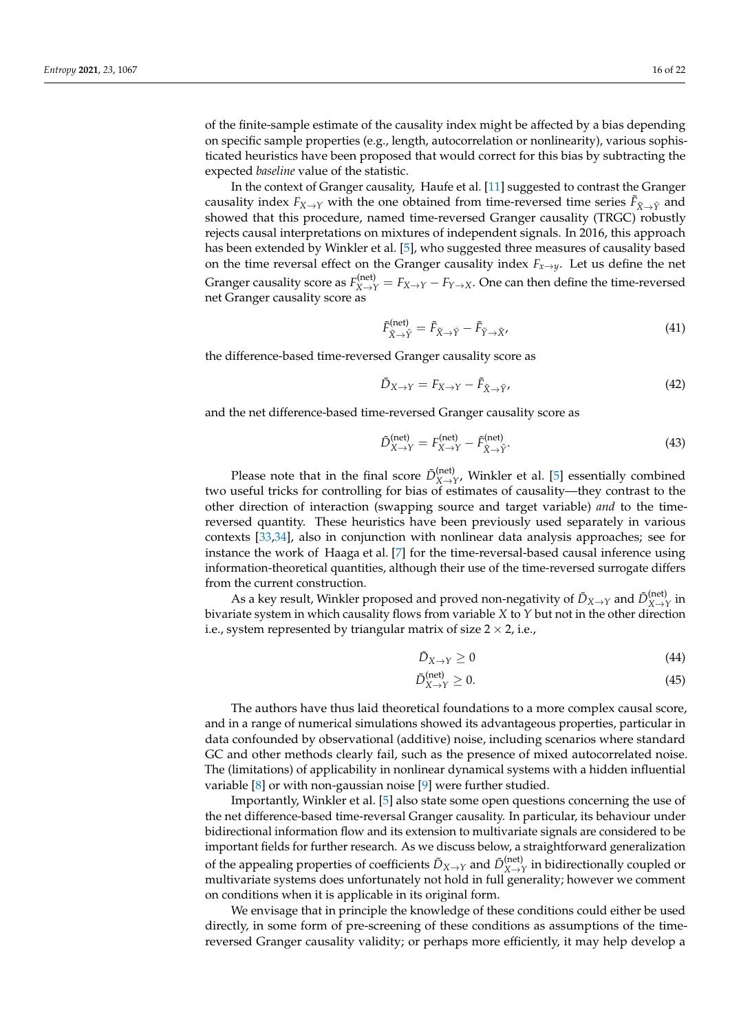of the finite-sample estimate of the causality index might be affected by a bias depending on specific sample properties (e.g., length, autocorrelation or nonlinearity), various sophisticated heuristics have been proposed that would correct for this bias by subtracting the expected *baseline* value of the statistic.

In the context of Granger causality, Haufe et al. [11] suggested to contrast the Granger causality index $F_{X \to Y}$ with the one obtained from time-reversed time series $\tilde{F}_{\tilde{X} \to \tilde{Y}}$ and showed that this procedure, named time-reversed Granger causality (TRGC) robustly rejects causal interpretations on mixtures of independent signals. In 2016, this approach has been extended by Winkler et al. [5], who suggested three measures of causality based on the time reversal effect on the Granger causality index $F_{x \to y}$. Let us define the net Granger causality score as $F^{(\text{net})}_{X \to Y} = F_{X \to Y} - F_{Y \to X}$. One can then define the time-reversed net Granger causality score as

$$\tilde{F}^{(\text{net})}_{\tilde{X} \to \tilde{Y}} = \tilde{F}_{\tilde{X} \to \tilde{Y}} - \tilde{F}_{\tilde{Y} \to \tilde{X}}, \tag{41}$$

the difference-based time-reversed Granger causality score as

$$\tilde{D}_{X \to Y} = F_{X \to Y} - \tilde{F}_{\tilde{X} \to \tilde{Y}}, \tag{42}$$

and the net difference-based time-reversed Granger causality score as

$$\tilde{D}^{(\text{net})}_{X \to Y} = F^{(\text{net})}_{X \to Y} - \tilde{F}^{(\text{net})}_{\tilde{X} \to \tilde{Y}}. \tag{43}$$

Please note that in the final score $\tilde{D}^{(\text{net})}_{X \to Y}$, Winkler et al. [5] essentially combined two useful tricks for controlling for bias of estimates of causality—they contrast to the other direction of interaction (swapping source and target variable) *and* to the time-reversed quantity. These heuristics have been previously used separately in various contexts [33,34], also in conjunction with nonlinear data analysis approaches; see for instance the work of Haaga et al. [7] for the time-reversal-based causal inference using information-theoretical quantities, although their use of the time-reversed surrogate differs from the current construction.

As a key result, Winkler proposed and proved non-negativity of $\tilde{D}_{X \to Y}$ and $\tilde{D}^{(\text{net})}_{X \to Y}$ in bivariate system in which causality flows from variable $X$ to $Y$ but not in the other direction i.e., system represented by triangular matrix of size $2 \times 2$, i.e.,

$$\tilde{D}_{X \to Y} \geq 0 \tag{44}$$

$$\tilde{D}^{(\text{net})}_{X \to Y} \geq 0. \tag{45}$$

The authors have thus laid theoretical foundations to a more complex causal score, and in a range of numerical simulations showed its advantageous properties, particular in data confounded by observational (additive) noise, including scenarios where standard GC and other methods clearly fail, such as the presence of mixed autocorrelated noise. The (limitations) of applicability in nonlinear dynamical systems with a hidden influential variable [8] or with non-gaussian noise [9] were further studied.

Importantly, Winkler et al. [5] also state some open questions concerning the use of the net difference-based time-reversal Granger causality. In particular, its behaviour under bidirectional information flow and its extension to multivariate signals are considered to be important fields for further research. As we discuss below, a straightforward generalization of the appealing properties of coefficients $\tilde{D}_{X \to Y}$ and $\tilde{D}^{(\text{net})}_{X \to Y}$ in bidirectionally coupled or multivariate systems does unfortunately not hold in full generality; however we comment on conditions when it is applicable in its original form.

We envisage that in principle the knowledge of these conditions could either be used directly, in some form of pre-screening of these conditions as assumptions of the time-reversed Granger causality validity; or perhaps more efficiently, it may help develop a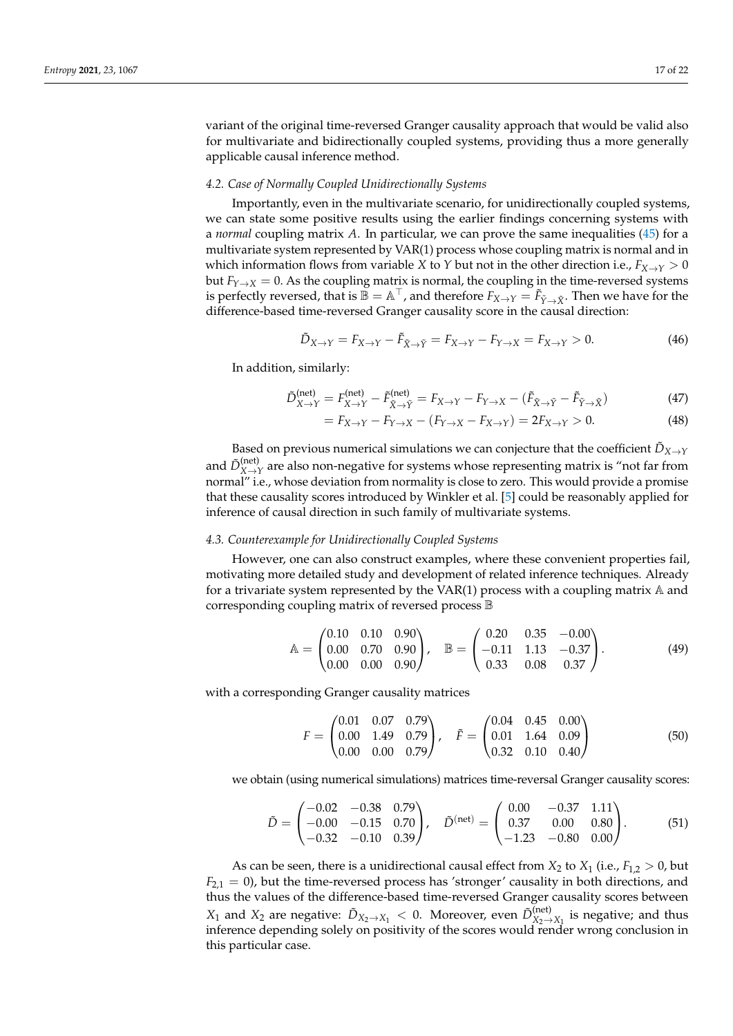variant of the original time-reversed Granger causality approach that would be valid also for multivariate and bidirectionally coupled systems, providing thus a more generally applicable causal inference method.

### 4.2. Case of Normally Coupled Unidirectionally Systems

Importantly, even in the multivariate scenario, for unidirectionally coupled systems, we can state some positive results using the earlier findings concerning systems with a *normal* coupling matrix $A$. In particular, we can prove the same inequalities (45) for a multivariate system represented by VAR(1) process whose coupling matrix is normal and in which information flows from variable $X$ to $Y$ but not in the other direction i.e., $F_{X\to Y} > 0$ but $F_{Y\to X} = 0$. As the coupling matrix is normal, the coupling in the time-reversed systems is perfectly reversed, that is $\mathbb{B} = \mathbb{A}^\top$, and therefore $F_{X\to Y} = \tilde{F}_{\tilde{Y}\to\tilde{X}}$. Then we have for the difference-based time-reversed Granger causality score in the causal direction:

$$\tilde{D}_{X\to Y} = F_{X\to Y} - \tilde{F}_{\tilde{X}\to\tilde{Y}} = F_{X\to Y} - F_{Y\to X} = F_{X\to Y} > 0. \tag{46}$$

In addition, similarly:

$$\tilde{D}^{(\mathrm{net})}_{X\to Y} = F^{(\mathrm{net})}_{X\to Y} - \tilde{F}^{(\mathrm{net})}_{\tilde{X}\to\tilde{Y}} = F_{X\to Y} - F_{Y\to X} - (\tilde{F}_{\tilde{X}\to\tilde{Y}} - \tilde{F}_{\tilde{Y}\to\tilde{X}}) \tag{47}$$

$$= F_{X\to Y} - F_{Y\to X} - (F_{Y\to X} - F_{X\to Y}) = 2F_{X\to Y} > 0. \tag{48}$$

Based on previous numerical simulations we can conjecture that the coefficient $\tilde{D}_{X\to Y}$ and $\tilde{D}^{(\mathrm{net})}_{X\to Y}$ are also non-negative for systems whose representing matrix is "not far from normal" i.e., whose deviation from normality is close to zero. This would provide a promise that these causality scores introduced by Winkler et al. [5] could be reasonably applied for inference of causal direction in such family of multivariate systems.

### 4.3. Counterexample for Unidirectionally Coupled Systems

However, one can also construct examples, where these convenient properties fail, motivating more detailed study and development of related inference techniques. Already for a trivariate system represented by the VAR(1) process with a coupling matrix $\mathbb{A}$ and corresponding coupling matrix of reversed process $\mathbb{B}$

$$\mathbb{A} = \begin{pmatrix} 0.10 & 0.10 & 0.90 \\ 0.00 & 0.70 & 0.90 \\ 0.00 & 0.00 & 0.90 \end{pmatrix}, \quad \mathbb{B} = \begin{pmatrix} 0.20 & 0.35 & -0.00 \\ -0.11 & 1.13 & -0.37 \\ 0.33 & 0.08 & 0.37 \end{pmatrix}. \tag{49}$$

with a corresponding Granger causality matrices

$$F = \begin{pmatrix} 0.01 & 0.07 & 0.79 \\ 0.00 & 1.49 & 0.79 \\ 0.00 & 0.00 & 0.79 \end{pmatrix}, \quad \tilde{F} = \begin{pmatrix} 0.04 & 0.45 & 0.00 \\ 0.01 & 1.64 & 0.09 \\ 0.32 & 0.10 & 0.40 \end{pmatrix} \tag{50}$$

we obtain (using numerical simulations) matrices time-reversal Granger causality scores:

$$\tilde{D} = \begin{pmatrix} -0.02 & -0.38 & 0.79 \\ -0.00 & -0.15 & 0.70 \\ -0.32 & -0.10 & 0.39 \end{pmatrix}, \quad \tilde{D}^{(\mathrm{net})} = \begin{pmatrix} 0.00 & -0.37 & 1.11 \\ 0.37 & 0.00 & 0.80 \\ -1.23 & -0.80 & 0.00 \end{pmatrix}. \tag{51}$$

As can be seen, there is a unidirectional causal effect from $X_2$ to $X_1$ (i.e., $F_{1,2} > 0$, but $F_{2,1} = 0$), but the time-reversed process has 'stronger' causality in both directions, and thus the values of the difference-based time-reversed Granger causality scores between $X_1$ and $X_2$ are negative: $\tilde{D}_{X_2\to X_1} < 0$. Moreover, even $\tilde{D}^{(\mathrm{net})}_{X_2\to X_1}$ is negative; and thus inference depending solely on positivity of the scores would render wrong conclusion in this particular case.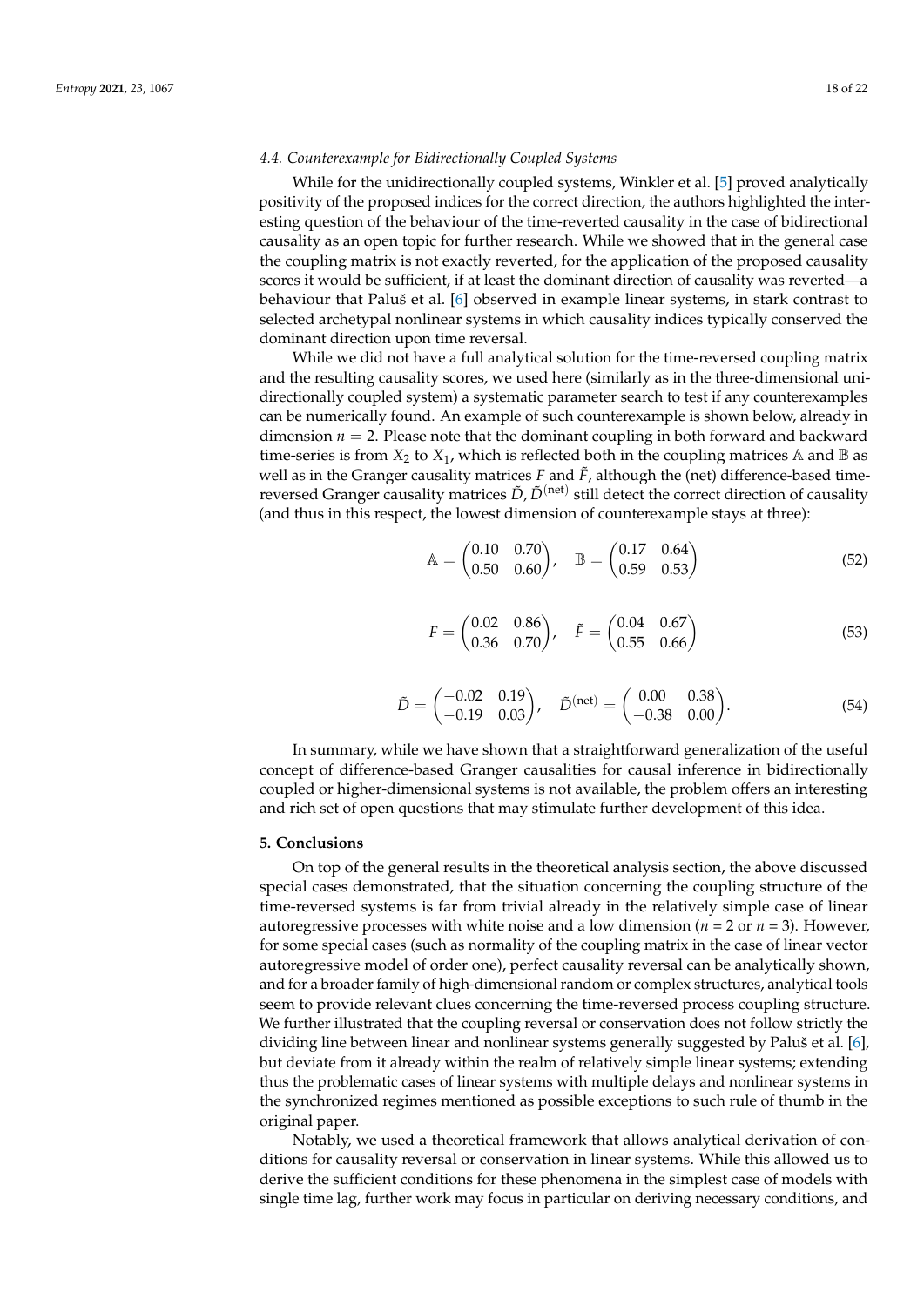### 4.4. Counterexample for Bidirectionally Coupled Systems

While for the unidirectionally coupled systems, Winkler et al. [5] proved analytically positivity of the proposed indices for the correct direction, the authors highlighted the interesting question of the behaviour of the time-reverted causality in the case of bidirectional causality as an open topic for further research. While we showed that in the general case the coupling matrix is not exactly reverted, for the application of the proposed causality scores it would be sufficient, if at least the dominant direction of causality was reverted—a behaviour that Paluš et al. [6] observed in example linear systems, in stark contrast to selected archetypal nonlinear systems in which causality indices typically conserved the dominant direction upon time reversal.

While we did not have a full analytical solution for the time-reversed coupling matrix and the resulting causality scores, we used here (similarly as in the three-dimensional unidirectionally coupled system) a systematic parameter search to test if any counterexamples can be numerically found. An example of such counterexample is shown below, already in dimension $n = 2$. Please note that the dominant coupling in both forward and backward time-series is from $X_2$ to $X_1$, which is reflected both in the coupling matrices $\mathbb{A}$ and $\mathbb{B}$ as well as in the Granger causality matrices $F$ and $\tilde{F}$, although the (net) difference-based time-reversed Granger causality matrices $\tilde{D}, \tilde{D}^{(\text{net})}$ still detect the correct direction of causality (and thus in this respect, the lowest dimension of counterexample stays at three):

$$\mathbb{A} = \begin{pmatrix} 0.10 & 0.70 \\ 0.50 & 0.60 \end{pmatrix}, \quad \mathbb{B} = \begin{pmatrix} 0.17 & 0.64 \\ 0.59 & 0.53 \end{pmatrix} \tag{52}$$

$$F = \begin{pmatrix} 0.02 & 0.86 \\ 0.36 & 0.70 \end{pmatrix}, \quad \tilde{F} = \begin{pmatrix} 0.04 & 0.67 \\ 0.55 & 0.66 \end{pmatrix} \tag{53}$$

$$\tilde{D} = \begin{pmatrix} -0.02 & 0.19 \\ -0.19 & 0.03 \end{pmatrix}, \quad \tilde{D}^{(\text{net})} = \begin{pmatrix} 0.00 & 0.38 \\ -0.38 & 0.00 \end{pmatrix}. \tag{54}$$

In summary, while we have shown that a straightforward generalization of the useful concept of difference-based Granger causalities for causal inference in bidirectionally coupled or higher-dimensional systems is not available, the problem offers an interesting and rich set of open questions that may stimulate further development of this idea.

## 5. Conclusions

On top of the general results in the theoretical analysis section, the above discussed special cases demonstrated, that the situation concerning the coupling structure of the time-reversed systems is far from trivial already in the relatively simple case of linear autoregressive processes with white noise and a low dimension ($n = 2$ or $n = 3$). However, for some special cases (such as normality of the coupling matrix in the case of linear vector autoregressive model of order one), perfect causality reversal can be analytically shown, and for a broader family of high-dimensional random or complex structures, analytical tools seem to provide relevant clues concerning the time-reversed process coupling structure. We further illustrated that the coupling reversal or conservation does not follow strictly the dividing line between linear and nonlinear systems generally suggested by Paluš et al. [6], but deviate from it already within the realm of relatively simple linear systems; extending thus the problematic cases of linear systems with multiple delays and nonlinear systems in the synchronized regimes mentioned as possible exceptions to such rule of thumb in the original paper.

Notably, we used a theoretical framework that allows analytical derivation of conditions for causality reversal or conservation in linear systems. While this allowed us to derive the sufficient conditions for these phenomena in the simplest case of models with single time lag, further work may focus in particular on deriving necessary conditions, and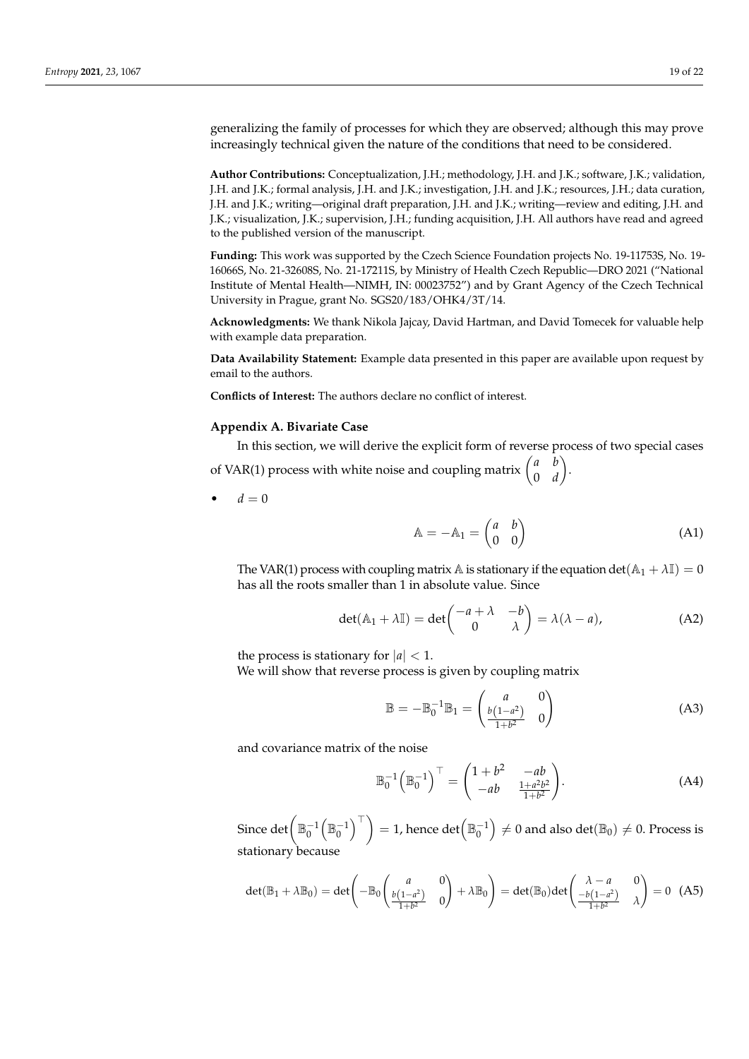generalizing the family of processes for which they are observed; although this may prove increasingly technical given the nature of the conditions that need to be considered.

**Author Contributions:** Conceptualization, J.H.; methodology, J.H. and J.K.; software, J.K.; validation, J.H. and J.K.; formal analysis, J.H. and J.K.; investigation, J.H. and J.K.; resources, J.H.; data curation, J.H. and J.K.; writing—original draft preparation, J.H. and J.K.; writing—review and editing, J.H. and J.K.; visualization, J.K.; supervision, J.H.; funding acquisition, J.H. All authors have read and agreed to the published version of the manuscript.

**Funding:** This work was supported by the Czech Science Foundation projects No. 19-11753S, No. 19-16066S, No. 21-32608S, No. 21-17211S, by Ministry of Health Czech Republic—DRO 2021 ("National Institute of Mental Health—NIMH, IN: 00023752") and by Grant Agency of the Czech Technical University in Prague, grant No. SGS20/183/OHK4/3T/14.

**Acknowledgments:** We thank Nikola Jajcay, David Hartman, and David Tomecek for valuable help with example data preparation.

**Data Availability Statement:** Example data presented in this paper are available upon request by email to the authors.

**Conflicts of Interest:** The authors declare no conflict of interest.

## Appendix A. Bivariate Case

In this section, we will derive the explicit form of reverse process of two special cases of VAR(1) process with white noise and coupling matrix $\begin{pmatrix} a & b \\ 0 & d \end{pmatrix}$.

- $d = 0$

$$\mathbb{A} = -\mathbb{A}_1 = \begin{pmatrix} a & b \\ 0 & 0 \end{pmatrix} \tag{A1}$$

The VAR(1) process with coupling matrix $\mathbb{A}$ is stationary if the equation $\det(\mathbb{A}_1 + \lambda\mathbb{I}) = 0$ has all the roots smaller than 1 in absolute value. Since

$$\det(\mathbb{A}_1 + \lambda\mathbb{I}) = \det\begin{pmatrix} -a+\lambda & -b \\ 0 & \lambda \end{pmatrix} = \lambda(\lambda - a), \tag{A2}$$

the process is stationary for $|a| < 1$.

We will show that reverse process is given by coupling matrix

$$\mathbb{B} = -\mathbb{B}_0^{-1}\mathbb{B}_1 = \begin{pmatrix} a & 0 \\ \frac{b\left(1-a^2\right)}{1+b^2} & 0 \end{pmatrix} \tag{A3}$$

and covariance matrix of the noise

$$\mathbb{B}_0^{-1}\left(\mathbb{B}_0^{-1}\right)^\top = \begin{pmatrix} 1+b^2 & -ab \\ -ab & \frac{1+a^2b^2}{1+b^2} \end{pmatrix}. \tag{A4}$$

Since $\det\left(\mathbb{B}_0^{-1}\left(\mathbb{B}_0^{-1}\right)^\top\right) = 1$, hence $\det\left(\mathbb{B}_0^{-1}\right) \neq 0$ and also $\det(\mathbb{B}_0) \neq 0$. Process is stationary because

$$\det(\mathbb{B}_1 + \lambda\mathbb{B}_0) = \det\left(-\mathbb{B}_0\begin{pmatrix} a & 0 \\ \frac{b\left(1-a^2\right)}{1+b^2} & 0 \end{pmatrix} + \lambda\mathbb{B}_0\right) = \det(\mathbb{B}_0)\det\begin{pmatrix} \lambda - a & 0 \\ \frac{-b\left(1-a^2\right)}{1+b^2} & \lambda \end{pmatrix} = 0 \tag{A5}$$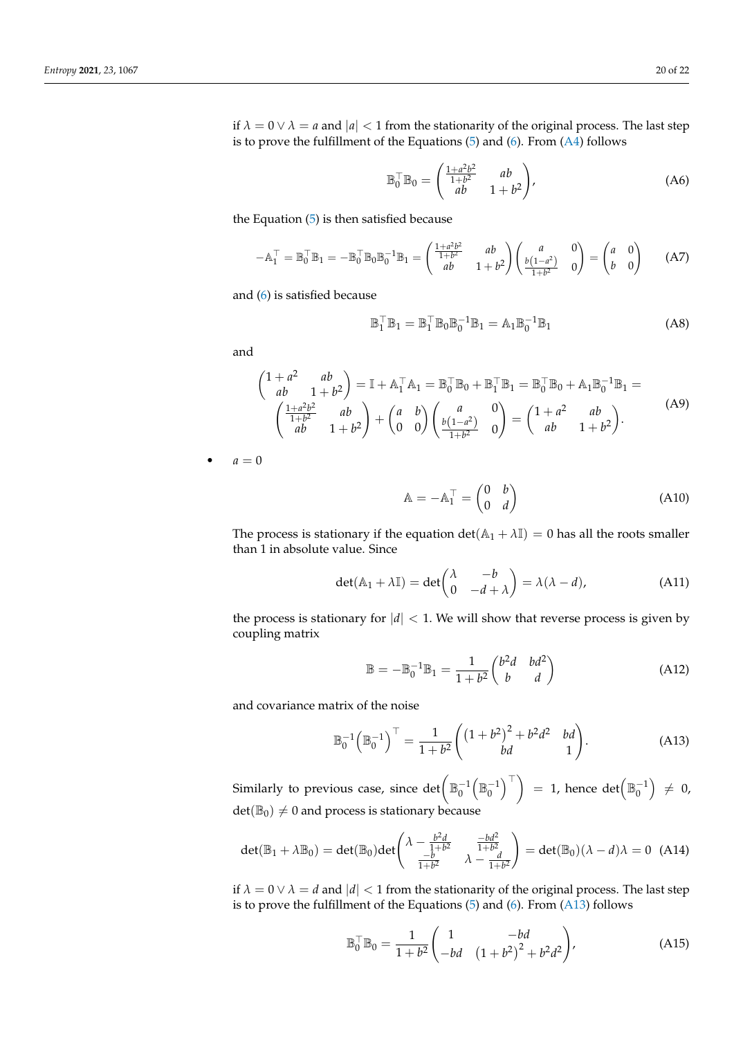if $\lambda = 0 \vee \lambda = a$ and $|a| < 1$ from the stationarity of the original process. The last step is to prove the fulfillment of the Equations (5) and (6). From (A4) follows

$$\mathbb{B}_0^\top \mathbb{B}_0 = \begin{pmatrix} \frac{1+a^2b^2}{1+b^2} & ab \\ ab & 1+b^2 \end{pmatrix}, \tag{A6}$$

the Equation (5) is then satisfied because

$$-\mathbb{A}_1^\top = \mathbb{B}_0^\top \mathbb{B}_1 = -\mathbb{B}_0^\top \mathbb{B}_0 \mathbb{B}_0^{-1} \mathbb{B}_1 = \begin{pmatrix} \frac{1+a^2b^2}{1+b^2} & ab \\ ab & 1+b^2 \end{pmatrix} \begin{pmatrix} a & 0 \\ \frac{b(1-a^2)}{1+b^2} & 0 \end{pmatrix} = \begin{pmatrix} a & 0 \\ b & 0 \end{pmatrix} \tag{A7}$$

and (6) is satisfied because

$$\mathbb{B}_1^\top \mathbb{B}_1 = \mathbb{B}_1^\top \mathbb{B}_0 \mathbb{B}_0^{-1} \mathbb{B}_1 = \mathbb{A}_1 \mathbb{B}_0^{-1} \mathbb{B}_1 \tag{A8}$$

and

$$\begin{gathered} \begin{pmatrix} 1+a^2 & ab \\ ab & 1+b^2 \end{pmatrix} = \mathbb{I} + \mathbb{A}_1^\top \mathbb{A}_1 = \mathbb{B}_0^\top \mathbb{B}_0 + \mathbb{B}_1^\top \mathbb{B}_1 = \mathbb{B}_0^\top \mathbb{B}_0 + \mathbb{A}_1 \mathbb{B}_0^{-1} \mathbb{B}_1 = \\ \begin{pmatrix} \frac{1+a^2b^2}{1+b^2} & ab \\ ab & 1+b^2 \end{pmatrix} + \begin{pmatrix} a & b \\ 0 & 0 \end{pmatrix} \begin{pmatrix} a & 0 \\ \frac{b(1-a^2)}{1+b^2} & 0 \end{pmatrix} = \begin{pmatrix} 1+a^2 & ab \\ ab & 1+b^2 \end{pmatrix}. \end{gathered} \tag{A9}$$

- $a = 0$

$$\mathbb{A} = -\mathbb{A}_1^\top = \begin{pmatrix} 0 & b \\ 0 & d \end{pmatrix} \tag{A10}$$

The process is stationary if the equation $\det(\mathbb{A}_1 + \lambda \mathbb{I}) = 0$ has all the roots smaller than 1 in absolute value. Since

$$\det(\mathbb{A}_1 + \lambda \mathbb{I}) = \det \begin{pmatrix} \lambda & -b \\ 0 & -d + \lambda \end{pmatrix} = \lambda(\lambda - d), \tag{A11}$$

the process is stationary for $|d| < 1$. We will show that reverse process is given by coupling matrix

$$\mathbb{B} = -\mathbb{B}_0^{-1} \mathbb{B}_1 = \frac{1}{1+b^2} \begin{pmatrix} b^2 d & bd^2 \\ b & d \end{pmatrix} \tag{A12}$$

and covariance matrix of the noise

$$\mathbb{B}_0^{-1} \left( \mathbb{B}_0^{-1} \right)^\top = \frac{1}{1+b^2} \begin{pmatrix} \left(1+b^2\right)^2 + b^2 d^2 & bd \\ bd & 1 \end{pmatrix}. \tag{A13}$$

Similarly to previous case, since $\det\left( \mathbb{B}_0^{-1} \left( \mathbb{B}_0^{-1} \right)^\top \right) = 1$, hence $\det\left( \mathbb{B}_0^{-1} \right) \neq 0$, $\det(\mathbb{B}_0) \neq 0$ and process is stationary because

$$\det(\mathbb{B}_1 + \lambda \mathbb{B}_0) = \det(\mathbb{B}_0) \det \begin{pmatrix} \lambda - \frac{b^2 d}{1+b^2} & \frac{-bd^2}{1+b^2} \\ \frac{-b}{1+b^2} & \lambda - \frac{d}{1+b^2} \end{pmatrix} = \det(\mathbb{B}_0)(\lambda - d)\lambda = 0 \tag{A14}$$

if $\lambda = 0 \vee \lambda = d$ and $|d| < 1$ from the stationarity of the original process. The last step is to prove the fulfillment of the Equations (5) and (6). From (A13) follows

$$\mathbb{B}_0^\top \mathbb{B}_0 = \frac{1}{1+b^2} \begin{pmatrix} 1 & -bd \\ -bd & \left(1+b^2\right)^2 + b^2 d^2 \end{pmatrix}, \tag{A15}$$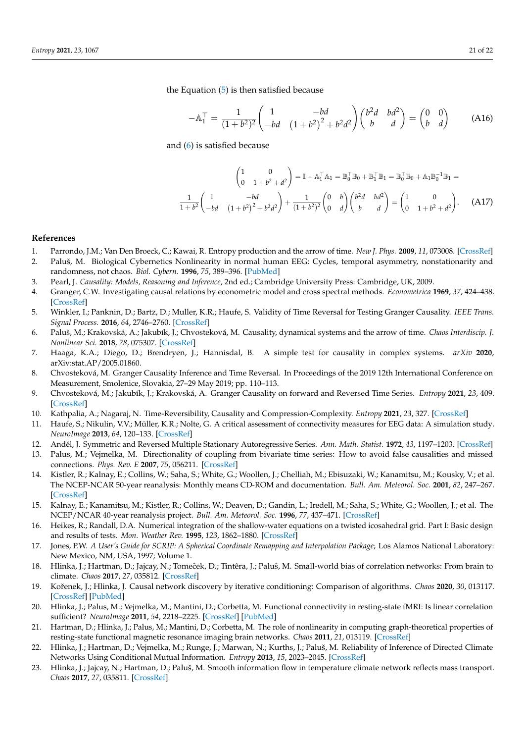the Equation (5) is then satisfied because

$$-\mathbb{A}_1^\top = \frac{1}{(1+b^2)^2}\begin{pmatrix} 1 & -bd \\ -bd & (1+b^2)^2 + b^2d^2 \end{pmatrix}\begin{pmatrix} b^2d & bd^2 \\ b & d \end{pmatrix} = \begin{pmatrix} 0 & 0 \\ b & d \end{pmatrix} \tag{A16}$$

and (6) is satisfied because

$$\begin{pmatrix} 1 & 0 \\ 0 & 1+b^2+d^2 \end{pmatrix} = \mathbb{I} + \mathbb{A}_1^\top \mathbb{A}_1 = \mathbb{B}_0^\top \mathbb{B}_0 + \mathbb{B}_1^\top \mathbb{B}_1 = \mathbb{B}_0^\top \mathbb{B}_0 + \mathbb{A}_1 \mathbb{B}_0^{-1} \mathbb{B}_1 =$$
$$\frac{1}{1+b^2}\begin{pmatrix} 1 & -bd \\ -bd & (1+b^2)^2 + b^2d^2 \end{pmatrix} + \frac{1}{(1+b^2)^2}\begin{pmatrix} 0 & b \\ 0 & d \end{pmatrix}\begin{pmatrix} b^2d & bd^2 \\ b & d \end{pmatrix} = \begin{pmatrix} 1 & 0 \\ 0 & 1+b^2+d^2 \end{pmatrix}. \tag{A17}$$

## References

1. Parrondo, J.M.; Van Den Broeck, C.; Kawai, R. Entropy production and the arrow of time. *New J. Phys.* **2009**, *11*, 073008. [CrossRef]
2. Paluš, M. Biological Cybernetics Nonlinearity in normal human EEG: Cycles, temporal asymmetry, nonstationarity and randomness, not chaos. *Biol. Cybern.* **1996**, *75*, 389–396. [PubMed]
3. Pearl, J. *Causality: Models, Reasoning and Inference*, 2nd ed.; Cambridge University Press: Cambridge, UK, 2009.
4. Granger, C.W. Investigating causal relations by econometric model and cross spectral methods. *Econometrica* **1969**, *37*, 424–438. [CrossRef]
5. Winkler, I.; Panknin, D.; Bartz, D.; Muller, K.R.; Haufe, S. Validity of Time Reversal for Testing Granger Causality. *IEEE Trans. Signal Process.* **2016**, *64*, 2746–2760. [CrossRef]
6. Paluš, M.; Krakovská, A.; Jakubík, J.; Chvosteková, M. Causality, dynamical systems and the arrow of time. *Chaos Interdiscip. J. Nonlinear Sci.* **2018**, *28*, 075307. [CrossRef]
7. Haaga, K.A.; Diego, D.; Brendryen, J.; Hannisdal, B. A simple test for causality in complex systems. *arXiv* **2020**, arXiv:stat.AP/2005.01860.
8. Chvosteková, M. Granger Causality Inference and Time Reversal. In Proceedings of the 2019 12th International Conference on Measurement, Smolenice, Slovakia, 27–29 May 2019; pp. 110–113.
9. Chvosteková, M.; Jakubík, J.; Krakovská, A. Granger Causality on forward and Reversed Time Series. *Entropy* **2021**, *23*, 409. [CrossRef]
10. Kathpalia, A.; Nagaraj, N. Time-Reversibility, Causality and Compression-Complexity. *Entropy* **2021**, *23*, 327. [CrossRef]
11. Haufe, S.; Nikulin, V.V.; Müller, K.R.; Nolte, G. A critical assessment of connectivity measures for EEG data: A simulation study. *NeuroImage* **2013**, *64*, 120–133. [CrossRef]
12. Anděl, J. Symmetric and Reversed Multiple Stationary Autoregressive Series. *Ann. Math. Statist.* **1972**, *43*, 1197–1203. [CrossRef]
13. Palus, M.; Vejmelka, M. Directionality of coupling from bivariate time series: How to avoid false causalities and missed connections. *Phys. Rev. E* **2007**, *75*, 056211. [CrossRef]
14. Kistler, R.; Kalnay, E.; Collins, W.; Saha, S.; White, G.; Woollen, J.; Chelliah, M.; Ebisuzaki, W.; Kanamitsu, M.; Kousky, V.; et al. The NCEP-NCAR 50-year reanalysis: Monthly means CD-ROM and documentation. *Bull. Am. Meteorol. Soc.* **2001**, *82*, 247–267. [CrossRef]
15. Kalnay, E.; Kanamitsu, M.; Kistler, R.; Collins, W.; Deaven, D.; Gandin, L.; Iredell, M.; Saha, S.; White, G.; Woollen, J.; et al. The NCEP/NCAR 40-year reanalysis project. *Bull. Am. Meteorol. Soc.* **1996**, *77*, 437–471. [CrossRef]
16. Heikes, R.; Randall, D.A. Numerical integration of the shallow-water equations on a twisted icosahedral grid. Part I: Basic design and results of tests. *Mon. Weather Rev.* **1995**, *123*, 1862–1880. [CrossRef]
17. Jones, P.W. *A User's Guide for SCRIP: A Spherical Coordinate Remapping and Interpolation Package*; Los Alamos National Laboratory: New Mexico, NM, USA, 1997; Volume 1.
18. Hlinka, J.; Hartman, D.; Jajcay, N.; Tomeĉek, D.; Tintêra, J.; Paluŝ, M. Small-world bias of correlation networks: From brain to climate. *Chaos* **2017**, *27*, 035812. [CrossRef]
19. Kořenek, J.; Hlinka, J. Causal network discovery by iterative conditioning: Comparison of algorithms. *Chaos* **2020**, *30*, 013117. [CrossRef] [PubMed]
20. Hlinka, J.; Palus, M.; Vejmelka, M.; Mantini, D.; Corbetta, M. Functional connectivity in resting-state fMRI: Is linear correlation sufficient? *NeuroImage* **2011**, *54*, 2218–2225. [CrossRef] [PubMed]
21. Hartman, D.; Hlinka, J.; Palus, M.; Mantini, D.; Corbetta, M. The role of nonlinearity in computing graph-theoretical properties of resting-state functional magnetic resonance imaging brain networks. *Chaos* **2011**, *21*, 013119. [CrossRef]
22. Hlinka, J.; Hartman, D.; Vejmelka, M.; Runge, J.; Marwan, N.; Kurths, J.; Paluš, M. Reliability of Inference of Directed Climate Networks Using Conditional Mutual Information. *Entropy* **2013**, *15*, 2023–2045. [CrossRef]
23. Hlinka, J.; Jajcay, N.; Hartman, D.; Paluš, M. Smooth information flow in temperature climate network reflects mass transport. *Chaos* **2017**, *27*, 035811. [CrossRef]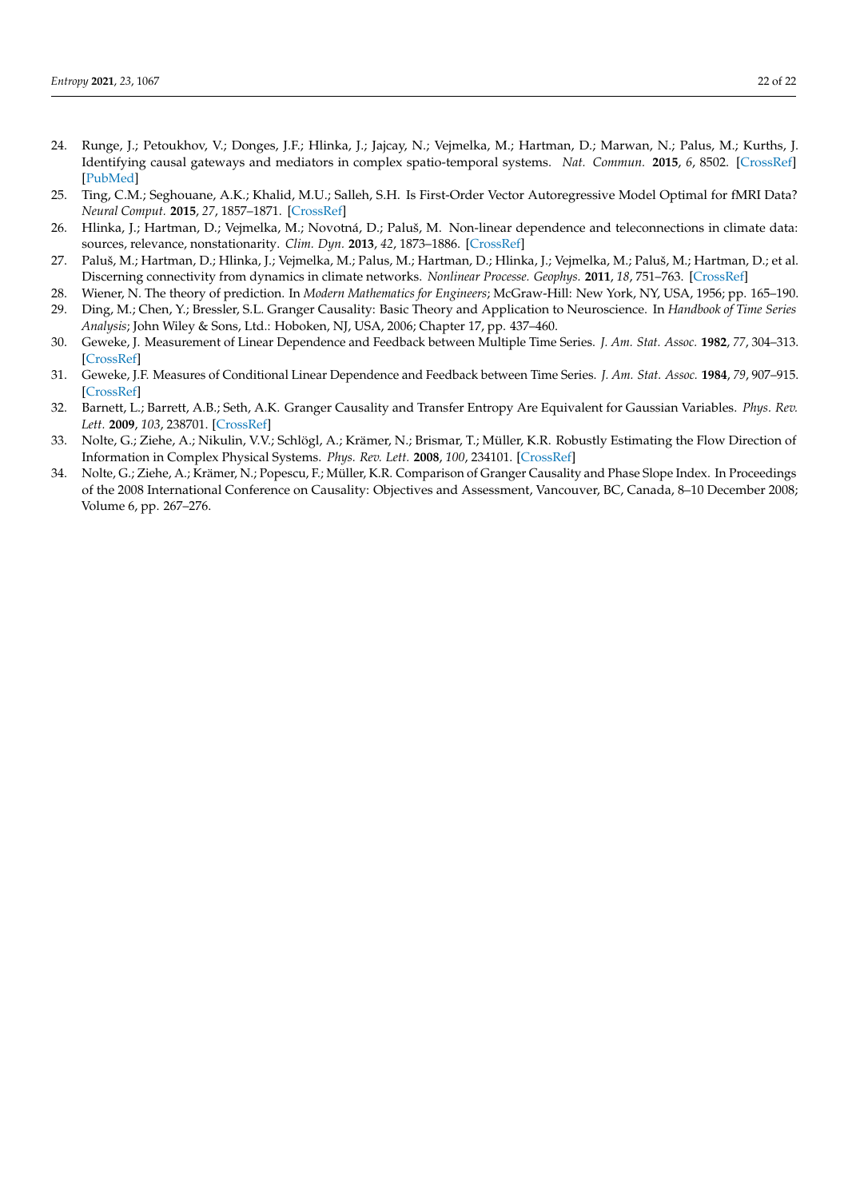24. Runge, J.; Petoukhov, V.; Donges, J.F.; Hlinka, J.; Jajcay, N.; Vejmelka, M.; Hartman, D.; Marwan, N.; Palus, M.; Kurths, J. Identifying causal gateways and mediators in complex spatio-temporal systems. *Nat. Commun.* **2015**, *6*, 8502. [CrossRef] [PubMed]
25. Ting, C.M.; Seghouane, A.K.; Khalid, M.U.; Salleh, S.H. Is First-Order Vector Autoregressive Model Optimal for fMRI Data? *Neural Comput.* **2015**, *27*, 1857–1871. [CrossRef]
26. Hlinka, J.; Hartman, D.; Vejmelka, M.; Novotná, D.; Paluš, M. Non-linear dependence and teleconnections in climate data: sources, relevance, nonstationarity. *Clim. Dyn.* **2013**, *42*, 1873–1886. [CrossRef]
27. Paluš, M.; Hartman, D.; Hlinka, J.; Vejmelka, M.; Palus, M.; Hartman, D.; Hlinka, J.; Vejmelka, M.; Paluš, M.; Hartman, D.; et al. Discerning connectivity from dynamics in climate networks. *Nonlinear Processe. Geophys.* **2011**, *18*, 751–763. [CrossRef]
28. Wiener, N. The theory of prediction. In *Modern Mathematics for Engineers*; McGraw-Hill: New York, NY, USA, 1956; pp. 165–190.
29. Ding, M.; Chen, Y.; Bressler, S.L. Granger Causality: Basic Theory and Application to Neuroscience. In *Handbook of Time Series Analysis*; John Wiley & Sons, Ltd.: Hoboken, NJ, USA, 2006; Chapter 17, pp. 437–460.
30. Geweke, J. Measurement of Linear Dependence and Feedback between Multiple Time Series. *J. Am. Stat. Assoc.* **1982**, *77*, 304–313. [CrossRef]
31. Geweke, J.F. Measures of Conditional Linear Dependence and Feedback between Time Series. *J. Am. Stat. Assoc.* **1984**, *79*, 907–915. [CrossRef]
32. Barnett, L.; Barrett, A.B.; Seth, A.K. Granger Causality and Transfer Entropy Are Equivalent for Gaussian Variables. *Phys. Rev. Lett.* **2009**, *103*, 238701. [CrossRef]
33. Nolte, G.; Ziehe, A.; Nikulin, V.V.; Schlögl, A.; Krämer, N.; Brismar, T.; Müller, K.R. Robustly Estimating the Flow Direction of Information in Complex Physical Systems. *Phys. Rev. Lett.* **2008**, *100*, 234101. [CrossRef]
34. Nolte, G.; Ziehe, A.; Krämer, N.; Popescu, F.; Müller, K.R. Comparison of Granger Causality and Phase Slope Index. In Proceedings of the 2008 International Conference on Causality: Objectives and Assessment, Vancouver, BC, Canada, 8–10 December 2008; Volume 6, pp. 267–276.